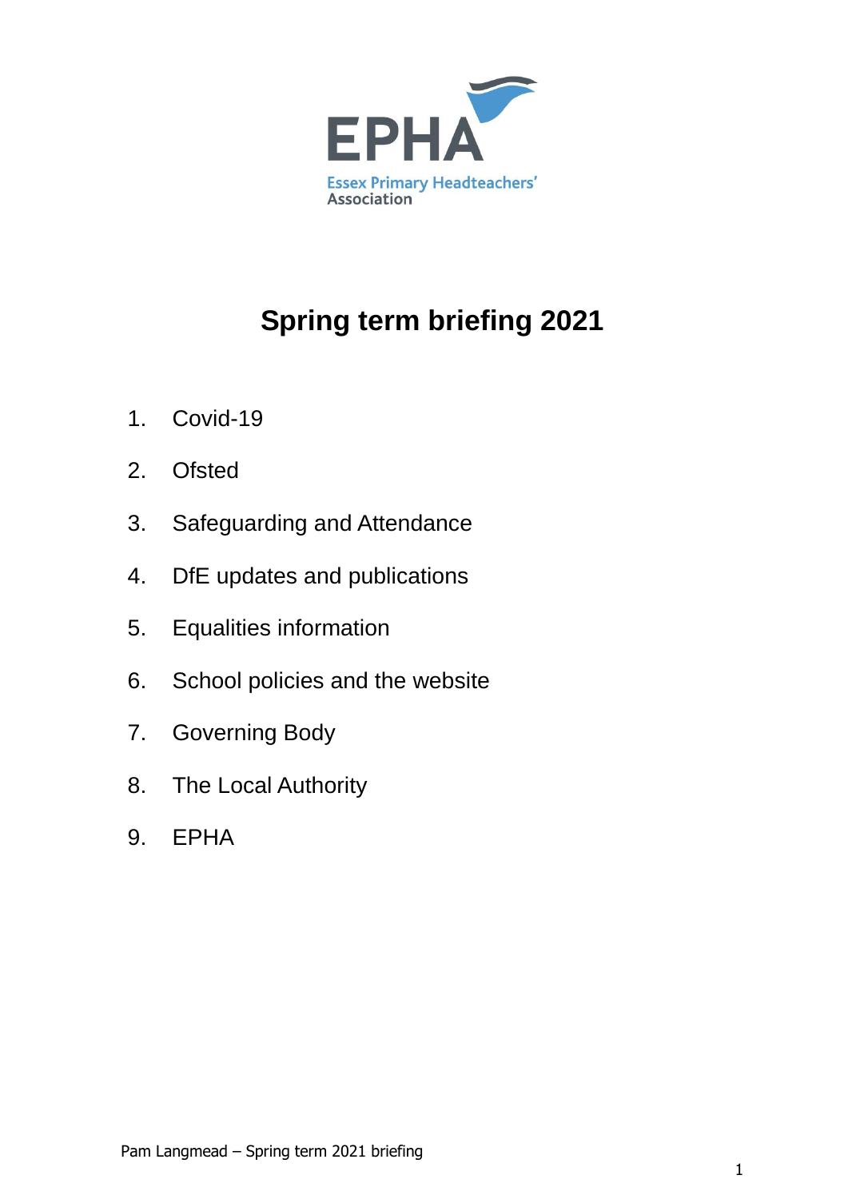EPHA

Essex Primary Headteachers' Association

# Spring term briefing 2021

1. Covid-19
2. Ofsted
3. Safeguarding and Attendance
4. DfE updates and publications
5. Equalities information
6. School policies and the website
7. Governing Body
8. The Local Authority
9. EPHA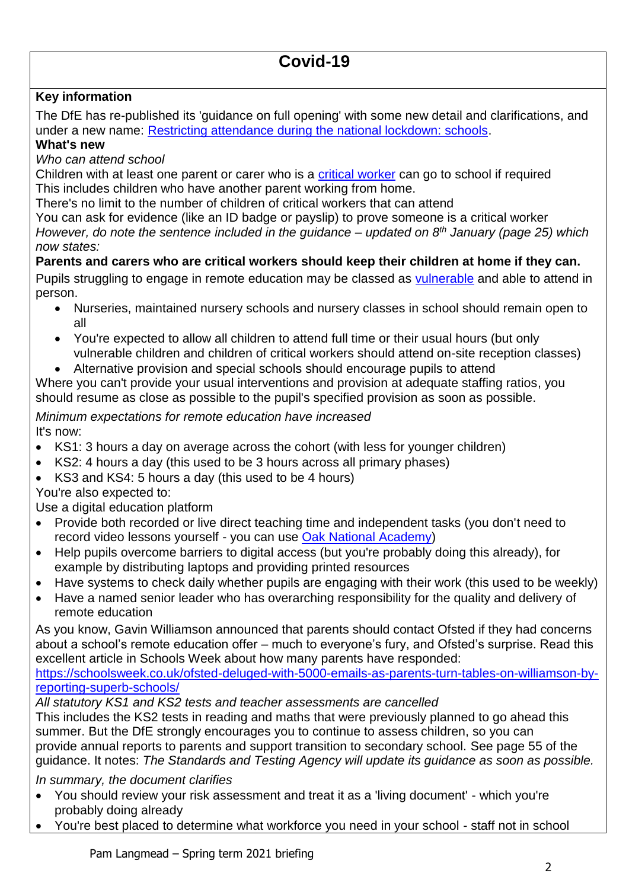# Covid-19

**Key information**

The DfE has re-published its 'guidance on full opening' with some new detail and clarifications, and under a new name: [Restricting attendance during the national lockdown: schools](#).

**What's new**

*Who can attend school*

Children with at least one parent or carer who is a [critical worker](#) can go to school if required

This includes children who have another parent working from home.

There's no limit to the number of children of critical workers that can attend

You can ask for evidence (like an ID badge or payslip) to prove someone is a critical worker

*However, do note the sentence included in the guidance – updated on 8th January (page 25) which now states:*

**Parents and carers who are critical workers should keep their children at home if they can.**

Pupils struggling to engage in remote education may be classed as [vulnerable](#) and able to attend in person.

- Nurseries, maintained nursery schools and nursery classes in school should remain open to all
- You're expected to allow all children to attend full time or their usual hours (but only vulnerable children and children of critical workers should attend on-site reception classes)
- Alternative provision and special schools should encourage pupils to attend

Where you can't provide your usual interventions and provision at adequate staffing ratios, you should resume as close as possible to the pupil's specified provision as soon as possible.

*Minimum expectations for remote education have increased*

It's now:

- KS1: 3 hours a day on average across the cohort (with less for younger children)
- KS2: 4 hours a day (this used to be 3 hours across all primary phases)
- KS3 and KS4: 5 hours a day (this used to be 4 hours)

You're also expected to:

Use a digital education platform

- Provide both recorded or live direct teaching time and independent tasks (you don't need to record video lessons yourself - you can use [Oak National Academy](#))
- Help pupils overcome barriers to digital access (but you're probably doing this already), for example by distributing laptops and providing printed resources
- Have systems to check daily whether pupils are engaging with their work (this used to be weekly)
- Have a named senior leader who has overarching responsibility for the quality and delivery of remote education

As you know, Gavin Williamson announced that parents should contact Ofsted if they had concerns about a school's remote education offer – much to everyone's fury, and Ofsted's surprise. Read this excellent article in Schools Week about how many parents have responded:
[https://schoolsweek.co.uk/ofsted-deluged-with-5000-emails-as-parents-turn-tables-on-williamson-by-reporting-superb-schools/](https://schoolsweek.co.uk/ofsted-deluged-with-5000-emails-as-parents-turn-tables-on-williamson-by-reporting-superb-schools/)

*All statutory KS1 and KS2 tests and teacher assessments are cancelled*

This includes the KS2 tests in reading and maths that were previously planned to go ahead this summer. But the DfE strongly encourages you to continue to assess children, so you can provide annual reports to parents and support transition to secondary school. See page 55 of the guidance. It notes: *The Standards and Testing Agency will update its guidance as soon as possible.*

*In summary, the document clarifies*

- You should review your risk assessment and treat it as a 'living document' - which you're probably doing already
- You're best placed to determine what workforce you need in your school - staff not in school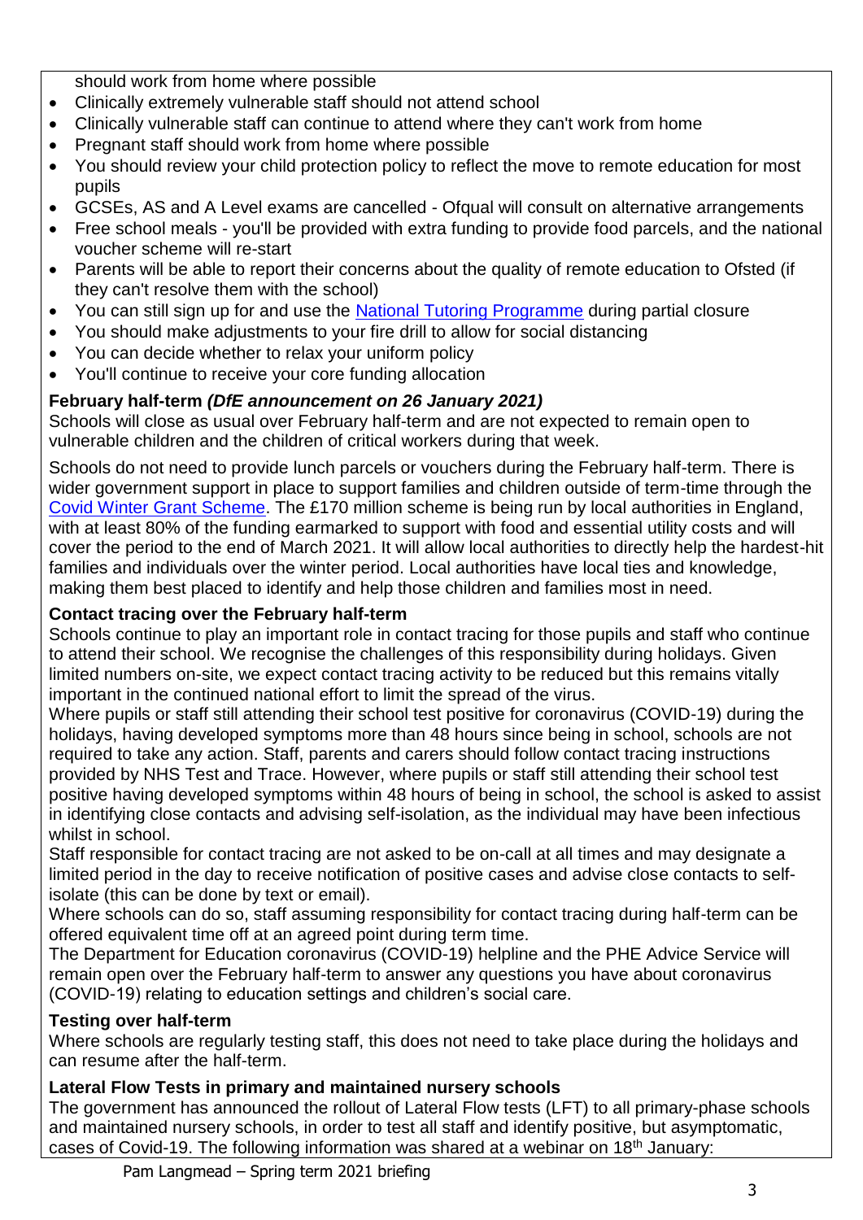should work from home where possible

- Clinically extremely vulnerable staff should not attend school
- Clinically vulnerable staff can continue to attend where they can't work from home
- Pregnant staff should work from home where possible
- You should review your child protection policy to reflect the move to remote education for most pupils
- GCSEs, AS and A Level exams are cancelled - Ofqual will consult on alternative arrangements
- Free school meals - you'll be provided with extra funding to provide food parcels, and the national voucher scheme will re-start
- Parents will be able to report their concerns about the quality of remote education to Ofsted (if they can't resolve them with the school)
- You can still sign up for and use the National Tutoring Programme during partial closure
- You should make adjustments to your fire drill to allow for social distancing
- You can decide whether to relax your uniform policy
- You'll continue to receive your core funding allocation

**February half-term** ***(DfE announcement on 26 January 2021)***

Schools will close as usual over February half-term and are not expected to remain open to vulnerable children and the children of critical workers during that week.

Schools do not need to provide lunch parcels or vouchers during the February half-term. There is wider government support in place to support families and children outside of term-time through the Covid Winter Grant Scheme. The £170 million scheme is being run by local authorities in England, with at least 80% of the funding earmarked to support with food and essential utility costs and will cover the period to the end of March 2021. It will allow local authorities to directly help the hardest-hit families and individuals over the winter period. Local authorities have local ties and knowledge, making them best placed to identify and help those children and families most in need.

**Contact tracing over the February half-term**

Schools continue to play an important role in contact tracing for those pupils and staff who continue to attend their school. We recognise the challenges of this responsibility during holidays. Given limited numbers on-site, we expect contact tracing activity to be reduced but this remains vitally important in the continued national effort to limit the spread of the virus.

Where pupils or staff still attending their school test positive for coronavirus (COVID-19) during the holidays, having developed symptoms more than 48 hours since being in school, schools are not required to take any action. Staff, parents and carers should follow contact tracing instructions provided by NHS Test and Trace. However, where pupils or staff still attending their school test positive having developed symptoms within 48 hours of being in school, the school is asked to assist in identifying close contacts and advising self-isolation, as the individual may have been infectious whilst in school.

Staff responsible for contact tracing are not asked to be on-call at all times and may designate a limited period in the day to receive notification of positive cases and advise close contacts to self-isolate (this can be done by text or email).

Where schools can do so, staff assuming responsibility for contact tracing during half-term can be offered equivalent time off at an agreed point during term time.

The Department for Education coronavirus (COVID-19) helpline and the PHE Advice Service will remain open over the February half-term to answer any questions you have about coronavirus (COVID-19) relating to education settings and children's social care.

**Testing over half-term**

Where schools are regularly testing staff, this does not need to take place during the holidays and can resume after the half-term.

**Lateral Flow Tests in primary and maintained nursery schools**

The government has announced the rollout of Lateral Flow tests (LFT) to all primary-phase schools and maintained nursery schools, in order to test all staff and identify positive, but asymptomatic, cases of Covid-19. The following information was shared at a webinar on 18th January: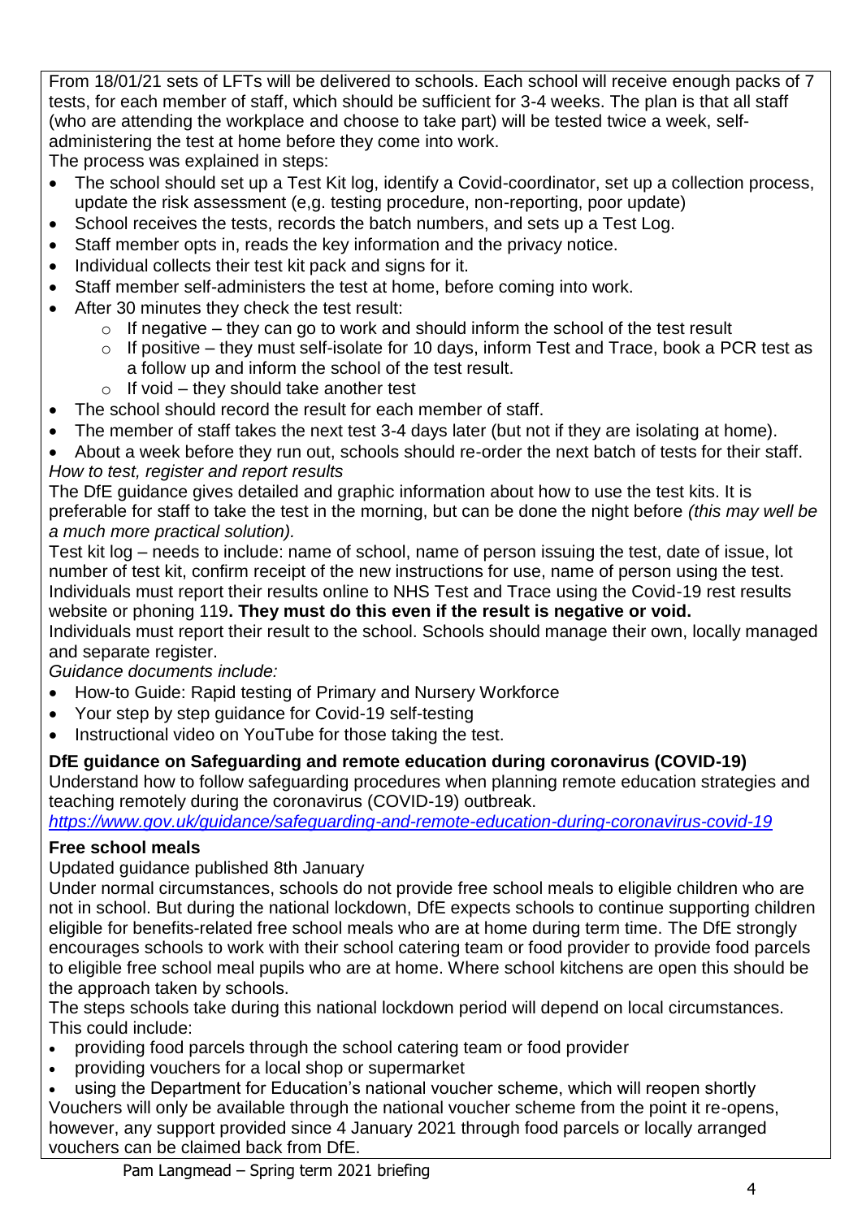From 18/01/21 sets of LFTs will be delivered to schools. Each school will receive enough packs of 7 tests, for each member of staff, which should be sufficient for 3-4 weeks. The plan is that all staff (who are attending the workplace and choose to take part) will be tested twice a week, self-administering the test at home before they come into work.

The process was explained in steps:

- The school should set up a Test Kit log, identify a Covid-coordinator, set up a collection process, update the risk assessment (e,g. testing procedure, non-reporting, poor update)
- School receives the tests, records the batch numbers, and sets up a Test Log.
- Staff member opts in, reads the key information and the privacy notice.
- Individual collects their test kit pack and signs for it.
- Staff member self-administers the test at home, before coming into work.
- After 30 minutes they check the test result:
  - If negative – they can go to work and should inform the school of the test result
  - If positive – they must self-isolate for 10 days, inform Test and Trace, book a PCR test as a follow up and inform the school of the test result.
  - If void – they should take another test
- The school should record the result for each member of staff.
- The member of staff takes the next test 3-4 days later (but not if they are isolating at home).
- About a week before they run out, schools should re-order the next batch of tests for their staff.

*How to test, register and report results*

The DfE guidance gives detailed and graphic information about how to use the test kits. It is preferable for staff to take the test in the morning, but can be done the night before *(this may well be a much more practical solution).*

Test kit log – needs to include: name of school, name of person issuing the test, date of issue, lot number of test kit, confirm receipt of the new instructions for use, name of person using the test.

Individuals must report their results online to NHS Test and Trace using the Covid-19 rest results website or phoning 119**. They must do this even if the result is negative or void.**

Individuals must report their result to the school. Schools should manage their own, locally managed and separate register.

*Guidance documents include:*

- How-to Guide: Rapid testing of Primary and Nursery Workforce
- Your step by step guidance for Covid-19 self-testing
- Instructional video on YouTube for those taking the test.

**DfE guidance on Safeguarding and remote education during coronavirus (COVID-19)**

Understand how to follow safeguarding procedures when planning remote education strategies and teaching remotely during the coronavirus (COVID-19) outbreak.

*https://www.gov.uk/guidance/safeguarding-and-remote-education-during-coronavirus-covid-19*

**Free school meals**

Updated guidance published 8th January

Under normal circumstances, schools do not provide free school meals to eligible children who are not in school. But during the national lockdown, DfE expects schools to continue supporting children eligible for benefits-related free school meals who are at home during term time. The DfE strongly encourages schools to work with their school catering team or food provider to provide food parcels to eligible free school meal pupils who are at home. Where school kitchens are open this should be the approach taken by schools.

The steps schools take during this national lockdown period will depend on local circumstances. This could include:

- providing food parcels through the school catering team or food provider
- providing vouchers for a local shop or supermarket
- using the Department for Education's national voucher scheme, which will reopen shortly

Vouchers will only be available through the national voucher scheme from the point it re-opens, however, any support provided since 4 January 2021 through food parcels or locally arranged vouchers can be claimed back from DfE.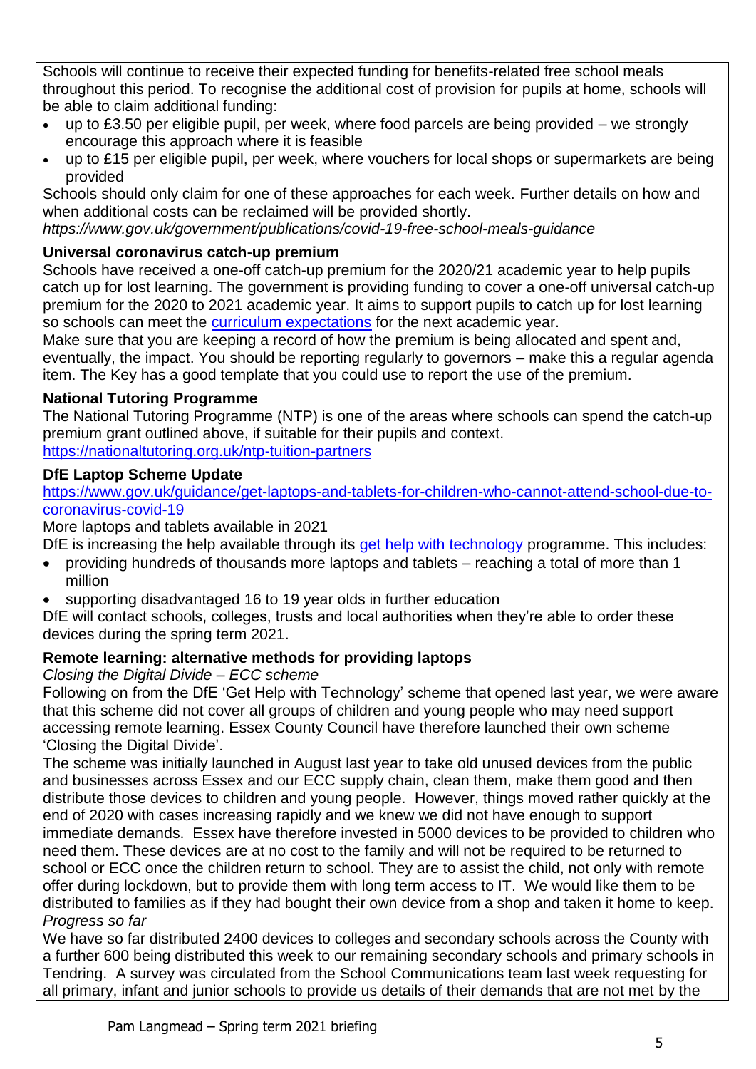Schools will continue to receive their expected funding for benefits-related free school meals throughout this period. To recognise the additional cost of provision for pupils at home, schools will be able to claim additional funding:

- up to £3.50 per eligible pupil, per week, where food parcels are being provided – we strongly encourage this approach where it is feasible
- up to £15 per eligible pupil, per week, where vouchers for local shops or supermarkets are being provided

Schools should only claim for one of these approaches for each week. Further details on how and when additional costs can be reclaimed will be provided shortly.

*https://www.gov.uk/government/publications/covid-19-free-school-meals-guidance*

**Universal coronavirus catch-up premium**

Schools have received a one-off catch-up premium for the 2020/21 academic year to help pupils catch up for lost learning. The government is providing funding to cover a one-off universal catch-up premium for the 2020 to 2021 academic year. It aims to support pupils to catch up for lost learning so schools can meet the [curriculum expectations]() for the next academic year.

Make sure that you are keeping a record of how the premium is being allocated and spent and, eventually, the impact. You should be reporting regularly to governors – make this a regular agenda item. The Key has a good template that you could use to report the use of the premium.

**National Tutoring Programme**

The National Tutoring Programme (NTP) is one of the areas where schools can spend the catch-up premium grant outlined above, if suitable for their pupils and context.

https://nationaltutoring.org.uk/ntp-tuition-partners

**DfE Laptop Scheme Update**

https://www.gov.uk/guidance/get-laptops-and-tablets-for-children-who-cannot-attend-school-due-to-coronavirus-covid-19

More laptops and tablets available in 2021

DfE is increasing the help available through its [get help with technology]() programme. This includes:

- providing hundreds of thousands more laptops and tablets – reaching a total of more than 1 million
- supporting disadvantaged 16 to 19 year olds in further education

DfE will contact schools, colleges, trusts and local authorities when they're able to order these devices during the spring term 2021.

**Remote learning: alternative methods for providing laptops**

*Closing the Digital Divide – ECC scheme*

Following on from the DfE 'Get Help with Technology' scheme that opened last year, we were aware that this scheme did not cover all groups of children and young people who may need support accessing remote learning. Essex County Council have therefore launched their own scheme 'Closing the Digital Divide'.

The scheme was initially launched in August last year to take old unused devices from the public and businesses across Essex and our ECC supply chain, clean them, make them good and then distribute those devices to children and young people. However, things moved rather quickly at the end of 2020 with cases increasing rapidly and we knew we did not have enough to support immediate demands. Essex have therefore invested in 5000 devices to be provided to children who need them. These devices are at no cost to the family and will not be required to be returned to school or ECC once the children return to school. They are to assist the child, not only with remote offer during lockdown, but to provide them with long term access to IT. We would like them to be distributed to families as if they had bought their own device from a shop and taken it home to keep.

*Progress so far*

We have so far distributed 2400 devices to colleges and secondary schools across the County with a further 600 being distributed this week to our remaining secondary schools and primary schools in Tendring. A survey was circulated from the School Communications team last week requesting for all primary, infant and junior schools to provide us details of their demands that are not met by the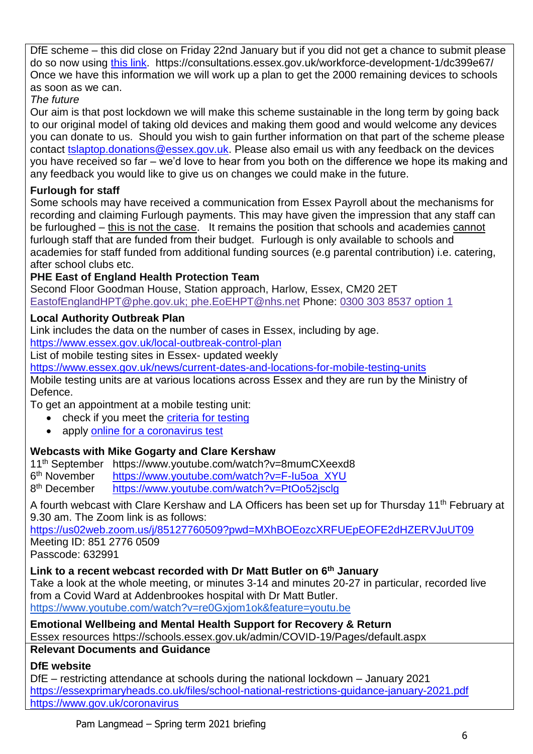DfE scheme – this did close on Friday 22nd January but if you did not get a chance to submit please do so now using [this link](https://consultations.essex.gov.uk/workforce-development-1/dc399e67/). https://consultations.essex.gov.uk/workforce-development-1/dc399e67/ Once we have this information we will work up a plan to get the 2000 remaining devices to schools as soon as we can.

*The future*

Our aim is that post lockdown we will make this scheme sustainable in the long term by going back to our original model of taking old devices and making them good and would welcome any devices you can donate to us. Should you wish to gain further information on that part of the scheme please contact tslaptop.donations@essex.gov.uk. Please also email us with any feedback on the devices you have received so far – we'd love to hear from you both on the difference we hope its making and any feedback you would like to give us on changes we could make in the future.

**Furlough for staff**

Some schools may have received a communication from Essex Payroll about the mechanisms for recording and claiming Furlough payments. This may have given the impression that any staff can be furloughed – this is not the case. It remains the position that schools and academies cannot furlough staff that are funded from their budget. Furlough is only available to schools and academies for staff funded from additional funding sources (e.g parental contribution) i.e. catering, after school clubs etc.

**PHE East of England Health Protection Team**

Second Floor Goodman House, Station approach, Harlow, Essex, CM20 2ET
EastofEnglandHPT@phe.gov.uk; phe.EoEHPT@nhs.net Phone: 0300 303 8537 option 1

**Local Authority Outbreak Plan**

Link includes the data on the number of cases in Essex, including by age.
https://www.essex.gov.uk/local-outbreak-control-plan

List of mobile testing sites in Essex- updated weekly
https://www.essex.gov.uk/news/current-dates-and-locations-for-mobile-testing-units

Mobile testing units are at various locations across Essex and they are run by the Ministry of Defence.

To get an appointment at a mobile testing unit:

- check if you meet the criteria for testing
- apply online for a coronavirus test

**Webcasts with Mike Gogarty and Clare Kershaw**

11th September https://www.youtube.com/watch?v=8mumCXeexd8
6th November https://www.youtube.com/watch?v=F-Iu5oa_XYU
8th December https://www.youtube.com/watch?v=PtOo52jsclg

A fourth webcast with Clare Kershaw and LA Officers has been set up for Thursday 11th February at 9.30 am. The Zoom link is as follows:
https://us02web.zoom.us/j/85127760509?pwd=MXhBOEozcXRFUEpEOFE2dHZERVJuUT09
Meeting ID: 851 2776 0509
Passcode: 632991

**Link to a recent webcast recorded with Dr Matt Butler on 6th January**

Take a look at the whole meeting, or minutes 3-14 and minutes 20-27 in particular, recorded live from a Covid Ward at Addenbrookes hospital with Dr Matt Butler.
https://www.youtube.com/watch?v=re0Gxjom1ok&feature=youtu.be

**Emotional Wellbeing and Mental Health Support for Recovery & Return**

Essex resources https://schools.essex.gov.uk/admin/COVID-19/Pages/default.aspx

**Relevant Documents and Guidance**

**DfE website**

DfE – restricting attendance at schools during the national lockdown – January 2021
https://essexprimaryheads.co.uk/files/school-national-restrictions-guidance-january-2021.pdf
https://www.gov.uk/coronavirus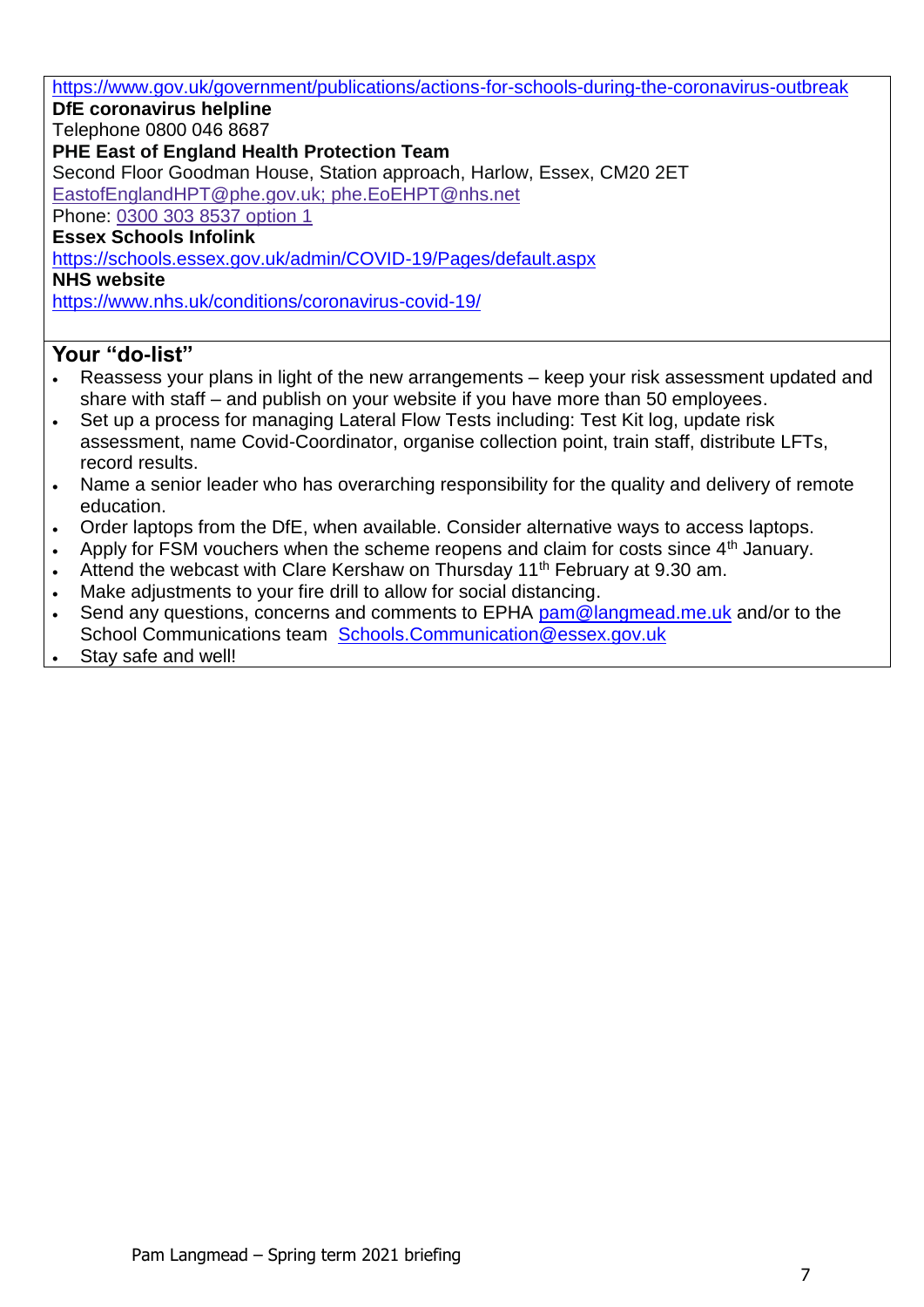https://www.gov.uk/government/publications/actions-for-schools-during-the-coronavirus-outbreak

**DfE coronavirus helpline**
Telephone 0800 046 8687

**PHE East of England Health Protection Team**
Second Floor Goodman House, Station approach, Harlow, Essex, CM20 2ET
EastofEnglandHPT@phe.gov.uk; phe.EoEHPT@nhs.net
Phone: 0300 303 8537 option 1

**Essex Schools Infolink**
https://schools.essex.gov.uk/admin/COVID-19/Pages/default.aspx

**NHS website**
https://www.nhs.uk/conditions/coronavirus-covid-19/

## Your "do-list"

- Reassess your plans in light of the new arrangements – keep your risk assessment updated and share with staff – and publish on your website if you have more than 50 employees.
- Set up a process for managing Lateral Flow Tests including: Test Kit log, update risk assessment, name Covid-Coordinator, organise collection point, train staff, distribute LFTs, record results.
- Name a senior leader who has overarching responsibility for the quality and delivery of remote education.
- Order laptops from the DfE, when available. Consider alternative ways to access laptops.
- Apply for FSM vouchers when the scheme reopens and claim for costs since 4th January.
- Attend the webcast with Clare Kershaw on Thursday 11th February at 9.30 am.
- Make adjustments to your fire drill to allow for social distancing.
- Send any questions, concerns and comments to EPHA pam@langmead.me.uk and/or to the School Communications team Schools.Communication@essex.gov.uk
- Stay safe and well!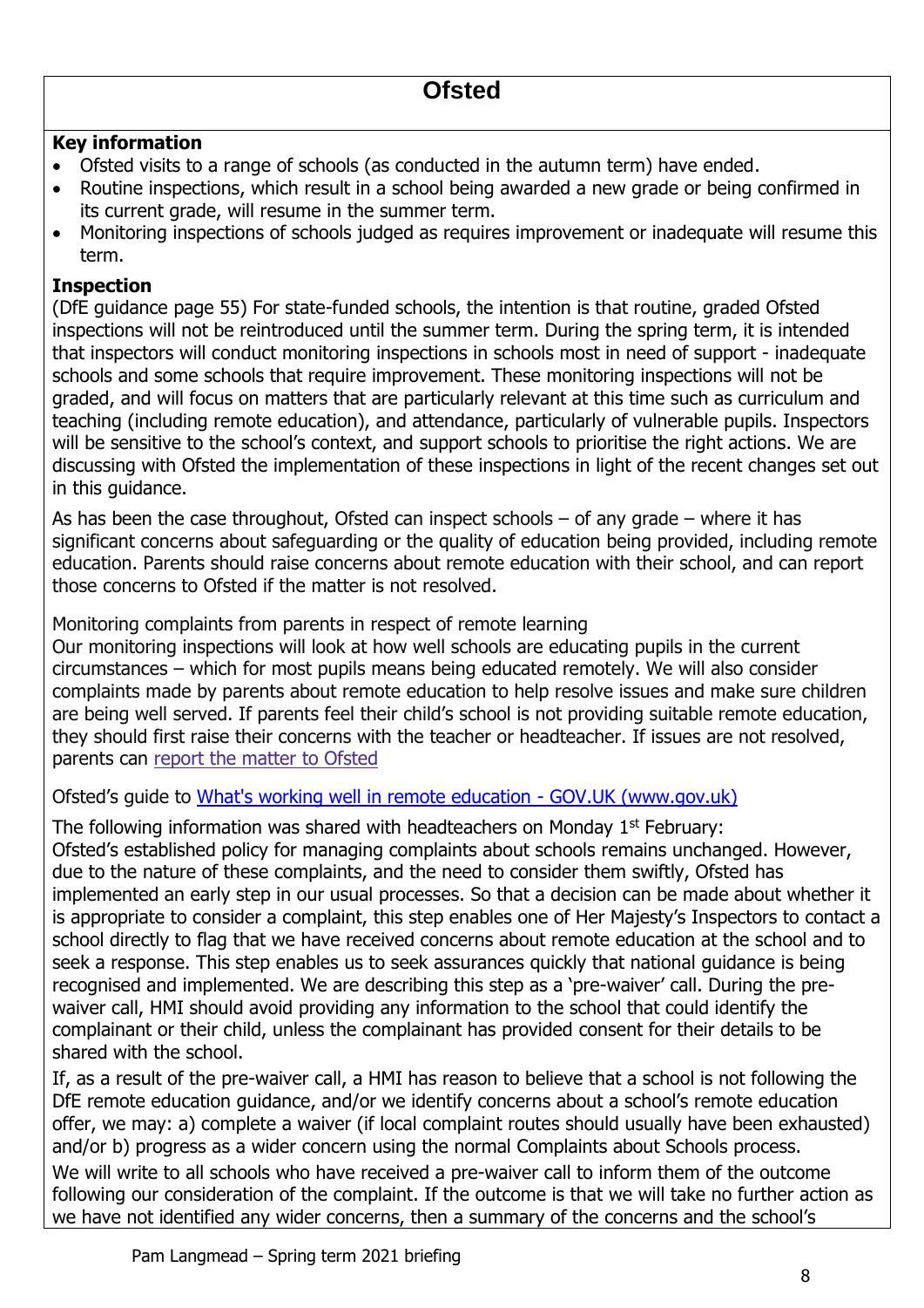# Ofsted

**Key information**

- Ofsted visits to a range of schools (as conducted in the autumn term) have ended.
- Routine inspections, which result in a school being awarded a new grade or being confirmed in its current grade, will resume in the summer term.
- Monitoring inspections of schools judged as requires improvement or inadequate will resume this term.

**Inspection**

(DfE guidance page 55) For state-funded schools, the intention is that routine, graded Ofsted inspections will not be reintroduced until the summer term. During the spring term, it is intended that inspectors will conduct monitoring inspections in schools most in need of support - inadequate schools and some schools that require improvement. These monitoring inspections will not be graded, and will focus on matters that are particularly relevant at this time such as curriculum and teaching (including remote education), and attendance, particularly of vulnerable pupils. Inspectors will be sensitive to the school's context, and support schools to prioritise the right actions. We are discussing with Ofsted the implementation of these inspections in light of the recent changes set out in this guidance.

As has been the case throughout, Ofsted can inspect schools – of any grade – where it has significant concerns about safeguarding or the quality of education being provided, including remote education. Parents should raise concerns about remote education with their school, and can report those concerns to Ofsted if the matter is not resolved.

Monitoring complaints from parents in respect of remote learning

Our monitoring inspections will look at how well schools are educating pupils in the current circumstances – which for most pupils means being educated remotely. We will also consider complaints made by parents about remote education to help resolve issues and make sure children are being well served. If parents feel their child's school is not providing suitable remote education, they should first raise their concerns with the teacher or headteacher. If issues are not resolved, parents can report the matter to Ofsted

Ofsted's guide to What's working well in remote education - GOV.UK (www.gov.uk)

The following information was shared with headteachers on Monday 1st February:
Ofsted's established policy for managing complaints about schools remains unchanged. However, due to the nature of these complaints, and the need to consider them swiftly, Ofsted has implemented an early step in our usual processes. So that a decision can be made about whether it is appropriate to consider a complaint, this step enables one of Her Majesty's Inspectors to contact a school directly to flag that we have received concerns about remote education at the school and to seek a response. This step enables us to seek assurances quickly that national guidance is being recognised and implemented. We are describing this step as a 'pre-waiver' call. During the pre-waiver call, HMI should avoid providing any information to the school that could identify the complainant or their child, unless the complainant has provided consent for their details to be shared with the school.

If, as a result of the pre-waiver call, a HMI has reason to believe that a school is not following the DfE remote education guidance, and/or we identify concerns about a school's remote education offer, we may: a) complete a waiver (if local complaint routes should usually have been exhausted) and/or b) progress as a wider concern using the normal Complaints about Schools process.

We will write to all schools who have received a pre-waiver call to inform them of the outcome following our consideration of the complaint. If the outcome is that we will take no further action as we have not identified any wider concerns, then a summary of the concerns and the school's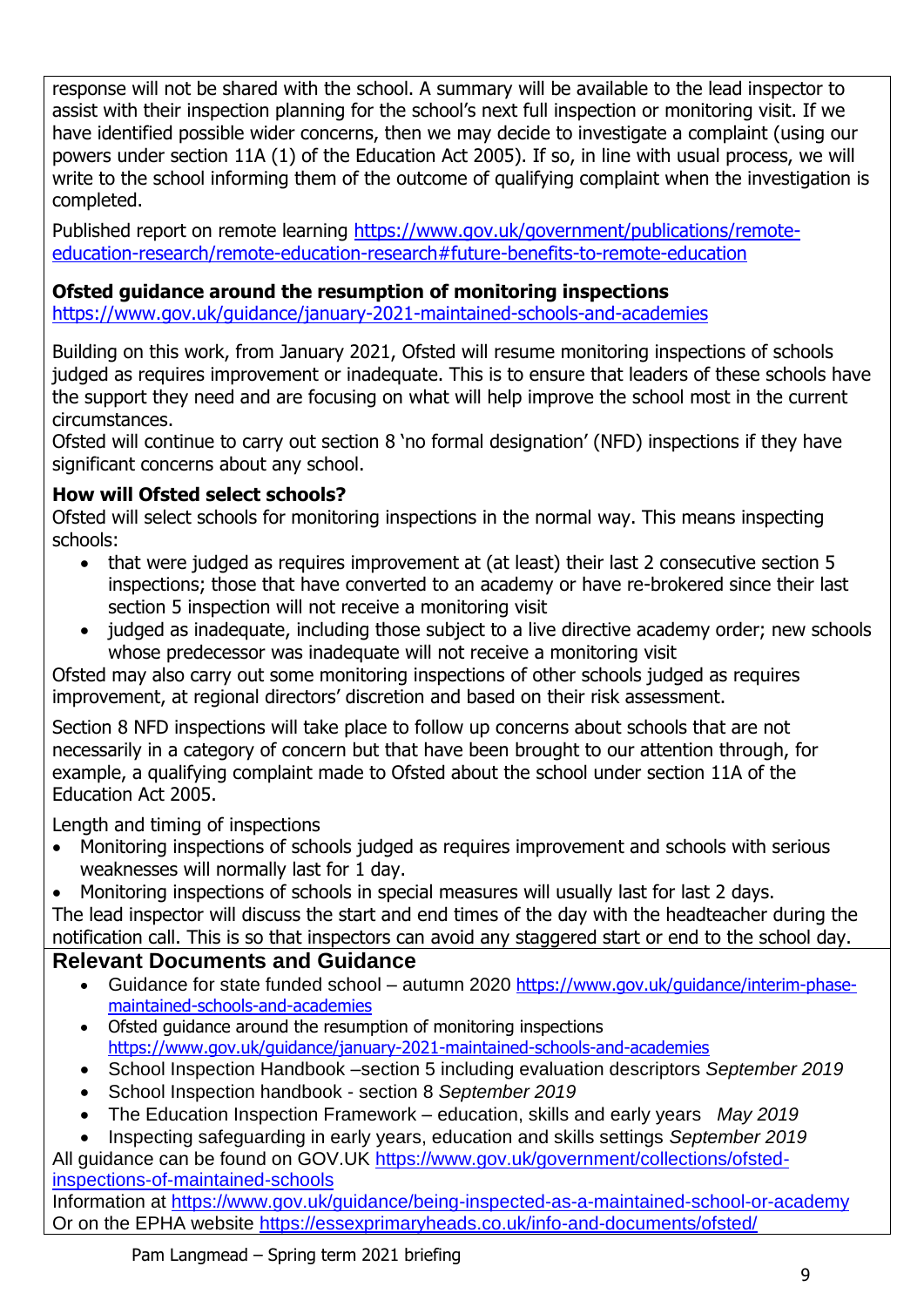response will not be shared with the school. A summary will be available to the lead inspector to assist with their inspection planning for the school's next full inspection or monitoring visit. If we have identified possible wider concerns, then we may decide to investigate a complaint (using our powers under section 11A (1) of the Education Act 2005). If so, in line with usual process, we will write to the school informing them of the outcome of qualifying complaint when the investigation is completed.

Published report on remote learning https://www.gov.uk/government/publications/remote-education-research/remote-education-research#future-benefits-to-remote-education

**Ofsted guidance around the resumption of monitoring inspections**
https://www.gov.uk/guidance/january-2021-maintained-schools-and-academies

Building on this work, from January 2021, Ofsted will resume monitoring inspections of schools judged as requires improvement or inadequate. This is to ensure that leaders of these schools have the support they need and are focusing on what will help improve the school most in the current circumstances.
Ofsted will continue to carry out section 8 'no formal designation' (NFD) inspections if they have significant concerns about any school.

**How will Ofsted select schools?**
Ofsted will select schools for monitoring inspections in the normal way. This means inspecting schools:

- that were judged as requires improvement at (at least) their last 2 consecutive section 5 inspections; those that have converted to an academy or have re-brokered since their last section 5 inspection will not receive a monitoring visit
- judged as inadequate, including those subject to a live directive academy order; new schools whose predecessor was inadequate will not receive a monitoring visit

Ofsted may also carry out some monitoring inspections of other schools judged as requires improvement, at regional directors' discretion and based on their risk assessment.

Section 8 NFD inspections will take place to follow up concerns about schools that are not necessarily in a category of concern but that have been brought to our attention through, for example, a qualifying complaint made to Ofsted about the school under section 11A of the Education Act 2005.

Length and timing of inspections

- Monitoring inspections of schools judged as requires improvement and schools with serious weaknesses will normally last for 1 day.
- Monitoring inspections of schools in special measures will usually last for last 2 days.

The lead inspector will discuss the start and end times of the day with the headteacher during the notification call. This is so that inspectors can avoid any staggered start or end to the school day.

## Relevant Documents and Guidance

- Guidance for state funded school – autumn 2020 https://www.gov.uk/guidance/interim-phase-maintained-schools-and-academies
- Ofsted guidance around the resumption of monitoring inspections https://www.gov.uk/guidance/january-2021-maintained-schools-and-academies
- School Inspection Handbook –section 5 including evaluation descriptors *September 2019*
- School Inspection handbook - section 8 *September 2019*
- The Education Inspection Framework – education, skills and early years *May 2019*
- Inspecting safeguarding in early years, education and skills settings *September 2019*

All guidance can be found on GOV.UK https://www.gov.uk/government/collections/ofsted-inspections-of-maintained-schools
Information at https://www.gov.uk/guidance/being-inspected-as-a-maintained-school-or-academy
Or on the EPHA website https://essexprimaryheads.co.uk/info-and-documents/ofsted/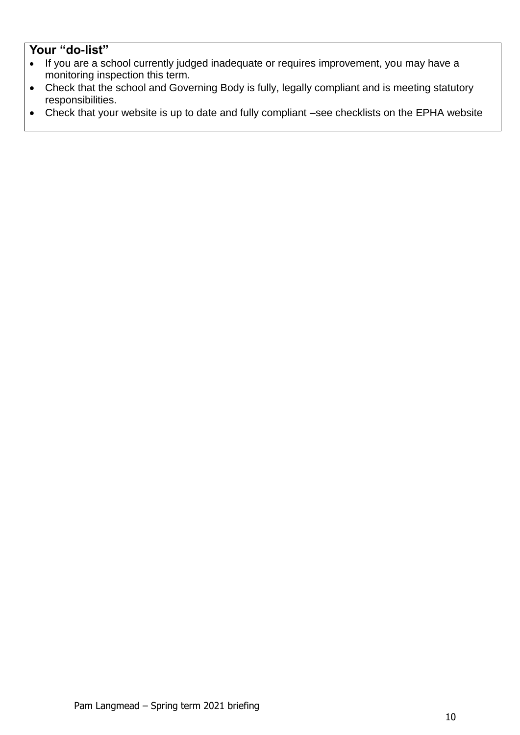**Your "do-list"**

- If you are a school currently judged inadequate or requires improvement, you may have a monitoring inspection this term.
- Check that the school and Governing Body is fully, legally compliant and is meeting statutory responsibilities.
- Check that your website is up to date and fully compliant –see checklists on the EPHA website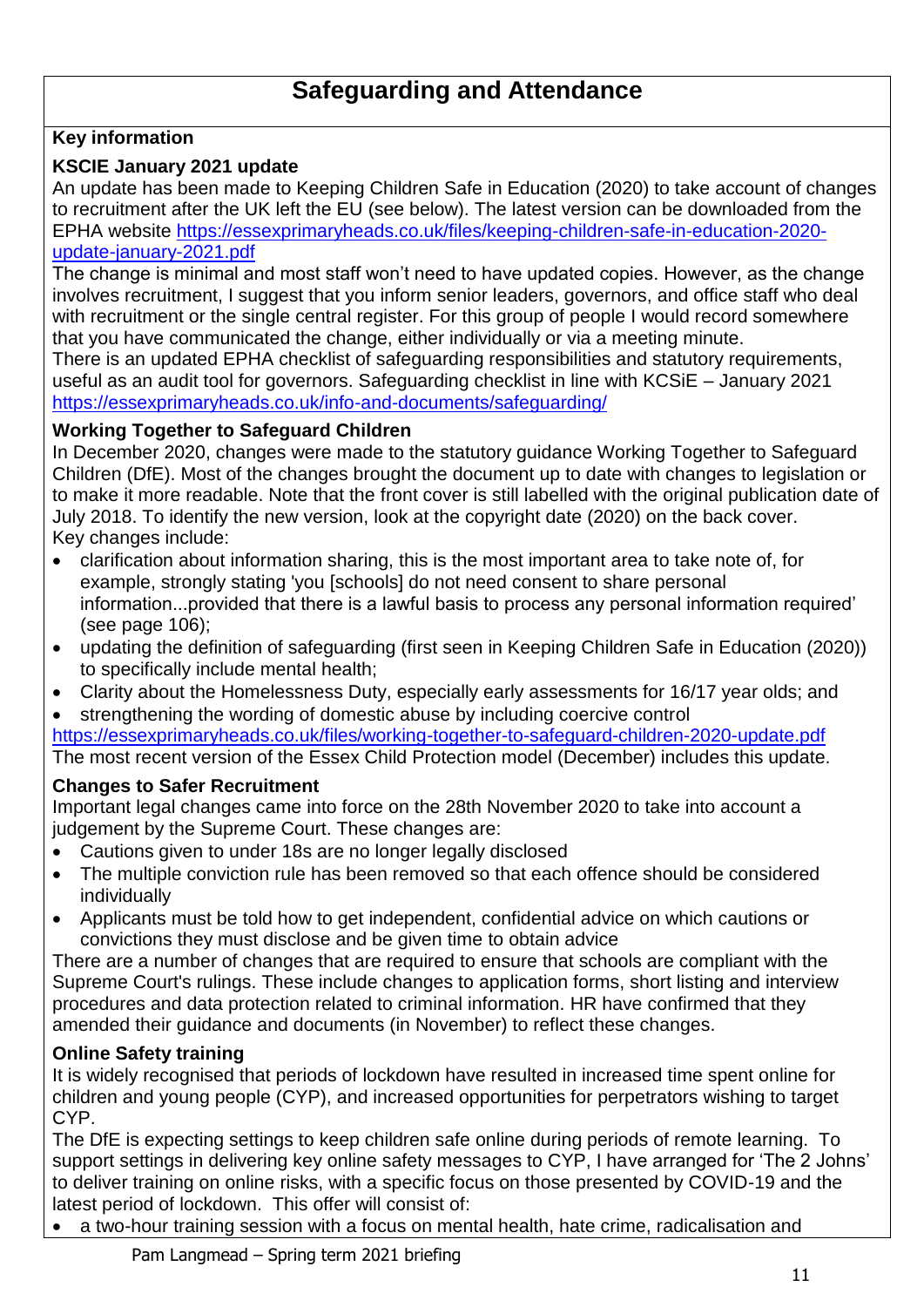# Safeguarding and Attendance

**Key information**

### KSCIE January 2021 update

An update has been made to Keeping Children Safe in Education (2020) to take account of changes to recruitment after the UK left the EU (see below). The latest version can be downloaded from the EPHA website [https://essexprimaryheads.co.uk/files/keeping-children-safe-in-education-2020-update-january-2021.pdf](https://essexprimaryheads.co.uk/files/keeping-children-safe-in-education-2020-update-january-2021.pdf)

The change is minimal and most staff won't need to have updated copies. However, as the change involves recruitment, I suggest that you inform senior leaders, governors, and office staff who deal with recruitment or the single central register. For this group of people I would record somewhere that you have communicated the change, either individually or via a meeting minute.

There is an updated EPHA checklist of safeguarding responsibilities and statutory requirements, useful as an audit tool for governors. Safeguarding checklist in line with KCSiE – January 2021 [https://essexprimaryheads.co.uk/info-and-documents/safeguarding/](https://essexprimaryheads.co.uk/info-and-documents/safeguarding/)

### Working Together to Safeguard Children

In December 2020, changes were made to the statutory guidance Working Together to Safeguard Children (DfE). Most of the changes brought the document up to date with changes to legislation or to make it more readable. Note that the front cover is still labelled with the original publication date of July 2018. To identify the new version, look at the copyright date (2020) on the back cover.

Key changes include:

- clarification about information sharing, this is the most important area to take note of, for example, strongly stating 'you [schools] do not need consent to share personal information...provided that there is a lawful basis to process any personal information required' (see page 106);
- updating the definition of safeguarding (first seen in Keeping Children Safe in Education (2020)) to specifically include mental health;
- Clarity about the Homelessness Duty, especially early assessments for 16/17 year olds; and
- strengthening the wording of domestic abuse by including coercive control

[https://essexprimaryheads.co.uk/files/working-together-to-safeguard-children-2020-update.pdf](https://essexprimaryheads.co.uk/files/working-together-to-safeguard-children-2020-update.pdf)

The most recent version of the Essex Child Protection model (December) includes this update.

### Changes to Safer Recruitment

Important legal changes came into force on the 28th November 2020 to take into account a judgement by the Supreme Court. These changes are:

- Cautions given to under 18s are no longer legally disclosed
- The multiple conviction rule has been removed so that each offence should be considered individually
- Applicants must be told how to get independent, confidential advice on which cautions or convictions they must disclose and be given time to obtain advice

There are a number of changes that are required to ensure that schools are compliant with the Supreme Court's rulings. These include changes to application forms, short listing and interview procedures and data protection related to criminal information. HR have confirmed that they amended their guidance and documents (in November) to reflect these changes.

### Online Safety training

It is widely recognised that periods of lockdown have resulted in increased time spent online for children and young people (CYP), and increased opportunities for perpetrators wishing to target CYP.

The DfE is expecting settings to keep children safe online during periods of remote learning. To support settings in delivering key online safety messages to CYP, I have arranged for 'The 2 Johns' to deliver training on online risks, with a specific focus on those presented by COVID-19 and the latest period of lockdown. This offer will consist of:

- a two-hour training session with a focus on mental health, hate crime, radicalisation and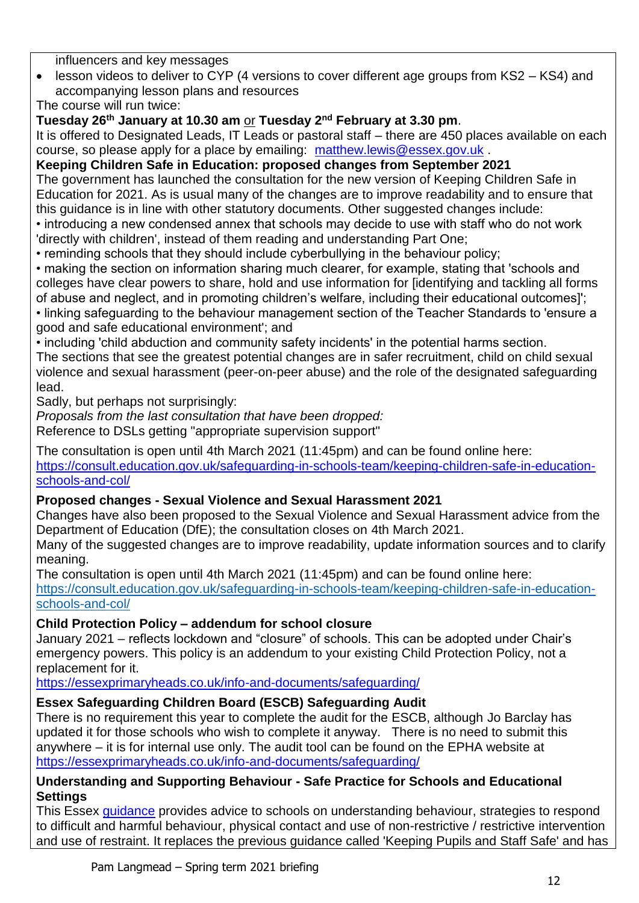- influencers and key messages
- lesson videos to deliver to CYP (4 versions to cover different age groups from KS2 – KS4) and accompanying lesson plans and resources

The course will run twice:

**Tuesday 26th January at 10.30 am** or **Tuesday 2nd February at 3.30 pm**.

It is offered to Designated Leads, IT Leads or pastoral staff – there are 450 places available on each course, so please apply for a place by emailing: matthew.lewis@essex.gov.uk .

**Keeping Children Safe in Education: proposed changes from September 2021**

The government has launched the consultation for the new version of Keeping Children Safe in Education for 2021. As is usual many of the changes are to improve readability and to ensure that this guidance is in line with other statutory documents. Other suggested changes include:

• introducing a new condensed annex that schools may decide to use with staff who do not work 'directly with children', instead of them reading and understanding Part One;

• reminding schools that they should include cyberbullying in the behaviour policy;

• making the section on information sharing much clearer, for example, stating that 'schools and colleges have clear powers to share, hold and use information for [identifying and tackling all forms of abuse and neglect, and in promoting children's welfare, including their educational outcomes]';

• linking safeguarding to the behaviour management section of the Teacher Standards to 'ensure a good and safe educational environment'; and

• including 'child abduction and community safety incidents' in the potential harms section.

The sections that see the greatest potential changes are in safer recruitment, child on child sexual violence and sexual harassment (peer-on-peer abuse) and the role of the designated safeguarding lead.

Sadly, but perhaps not surprisingly:

*Proposals from the last consultation that have been dropped:*

Reference to DSLs getting "appropriate supervision support"

The consultation is open until 4th March 2021 (11:45pm) and can be found online here: https://consult.education.gov.uk/safeguarding-in-schools-team/keeping-children-safe-in-education-schools-and-col/

**Proposed changes - Sexual Violence and Sexual Harassment 2021**

Changes have also been proposed to the Sexual Violence and Sexual Harassment advice from the Department of Education (DfE); the consultation closes on 4th March 2021.

Many of the suggested changes are to improve readability, update information sources and to clarify meaning.

The consultation is open until 4th March 2021 (11:45pm) and can be found online here: https://consult.education.gov.uk/safeguarding-in-schools-team/keeping-children-safe-in-education-schools-and-col/

**Child Protection Policy – addendum for school closure**

January 2021 – reflects lockdown and "closure" of schools. This can be adopted under Chair's emergency powers. This policy is an addendum to your existing Child Protection Policy, not a replacement for it.

https://essexprimaryheads.co.uk/info-and-documents/safeguarding/

**Essex Safeguarding Children Board (ESCB) Safeguarding Audit**

There is no requirement this year to complete the audit for the ESCB, although Jo Barclay has updated it for those schools who wish to complete it anyway. There is no need to submit this anywhere – it is for internal use only. The audit tool can be found on the EPHA website at https://essexprimaryheads.co.uk/info-and-documents/safeguarding/

**Understanding and Supporting Behaviour - Safe Practice for Schools and Educational Settings**

This Essex guidance provides advice to schools on understanding behaviour, strategies to respond to difficult and harmful behaviour, physical contact and use of non-restrictive / restrictive intervention and use of restraint. It replaces the previous guidance called 'Keeping Pupils and Staff Safe' and has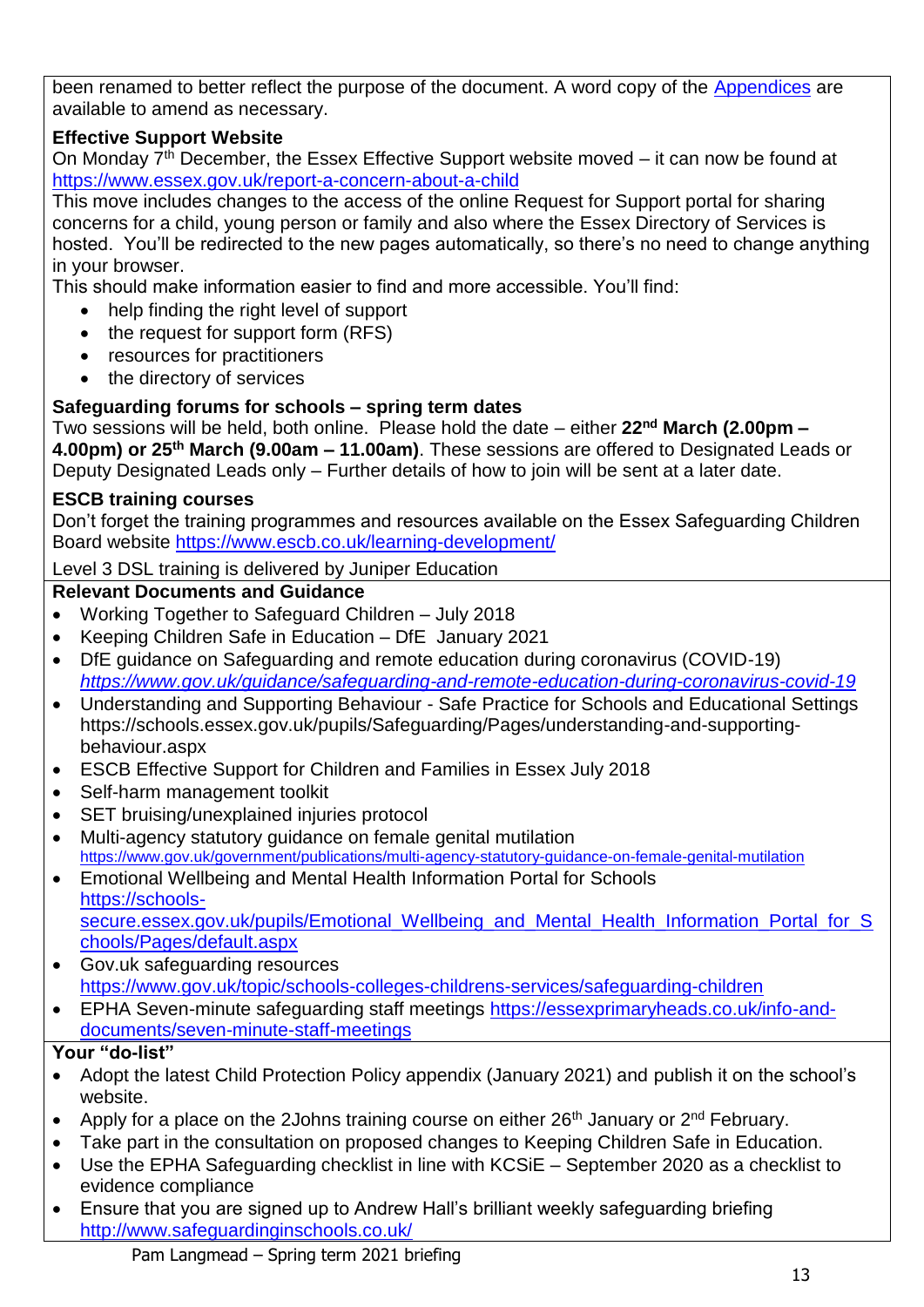been renamed to better reflect the purpose of the document. A word copy of the [Appendices] are available to amend as necessary.

**Effective Support Website**

On Monday 7th December, the Essex Effective Support website moved – it can now be found at https://www.essex.gov.uk/report-a-concern-about-a-child

This move includes changes to the access of the online Request for Support portal for sharing concerns for a child, young person or family and also where the Essex Directory of Services is hosted. You'll be redirected to the new pages automatically, so there's no need to change anything in your browser.

This should make information easier to find and more accessible. You'll find:

- help finding the right level of support
- the request for support form (RFS)
- resources for practitioners
- the directory of services

**Safeguarding forums for schools – spring term dates**

Two sessions will be held, both online. Please hold the date – either **22nd March (2.00pm – 4.00pm) or 25th March (9.00am – 11.00am)**. These sessions are offered to Designated Leads or Deputy Designated Leads only – Further details of how to join will be sent at a later date.

**ESCB training courses**

Don't forget the training programmes and resources available on the Essex Safeguarding Children Board website https://www.escb.co.uk/learning-development/

Level 3 DSL training is delivered by Juniper Education

**Relevant Documents and Guidance**

- Working Together to Safeguard Children – July 2018
- Keeping Children Safe in Education – DfE January 2021
- DfE guidance on Safeguarding and remote education during coronavirus (COVID-19) *https://www.gov.uk/guidance/safeguarding-and-remote-education-during-coronavirus-covid-19*
- Understanding and Supporting Behaviour - Safe Practice for Schools and Educational Settings https://schools.essex.gov.uk/pupils/Safeguarding/Pages/understanding-and-supporting-behaviour.aspx
- ESCB Effective Support for Children and Families in Essex July 2018
- Self-harm management toolkit
- SET bruising/unexplained injuries protocol
- Multi-agency statutory guidance on female genital mutilation https://www.gov.uk/government/publications/multi-agency-statutory-guidance-on-female-genital-mutilation
- Emotional Wellbeing and Mental Health Information Portal for Schools https://schools-secure.essex.gov.uk/pupils/Emotional_Wellbeing_and_Mental_Health_Information_Portal_for_Schools/Pages/default.aspx
- Gov.uk safeguarding resources https://www.gov.uk/topic/schools-colleges-childrens-services/safeguarding-children
- EPHA Seven-minute safeguarding staff meetings https://essexprimaryheads.co.uk/info-and-documents/seven-minute-staff-meetings

**Your "do-list"**

- Adopt the latest Child Protection Policy appendix (January 2021) and publish it on the school's website.
- Apply for a place on the 2Johns training course on either 26th January or 2nd February.
- Take part in the consultation on proposed changes to Keeping Children Safe in Education.
- Use the EPHA Safeguarding checklist in line with KCSiE – September 2020 as a checklist to evidence compliance
- Ensure that you are signed up to Andrew Hall's brilliant weekly safeguarding briefing http://www.safeguardinginschools.co.uk/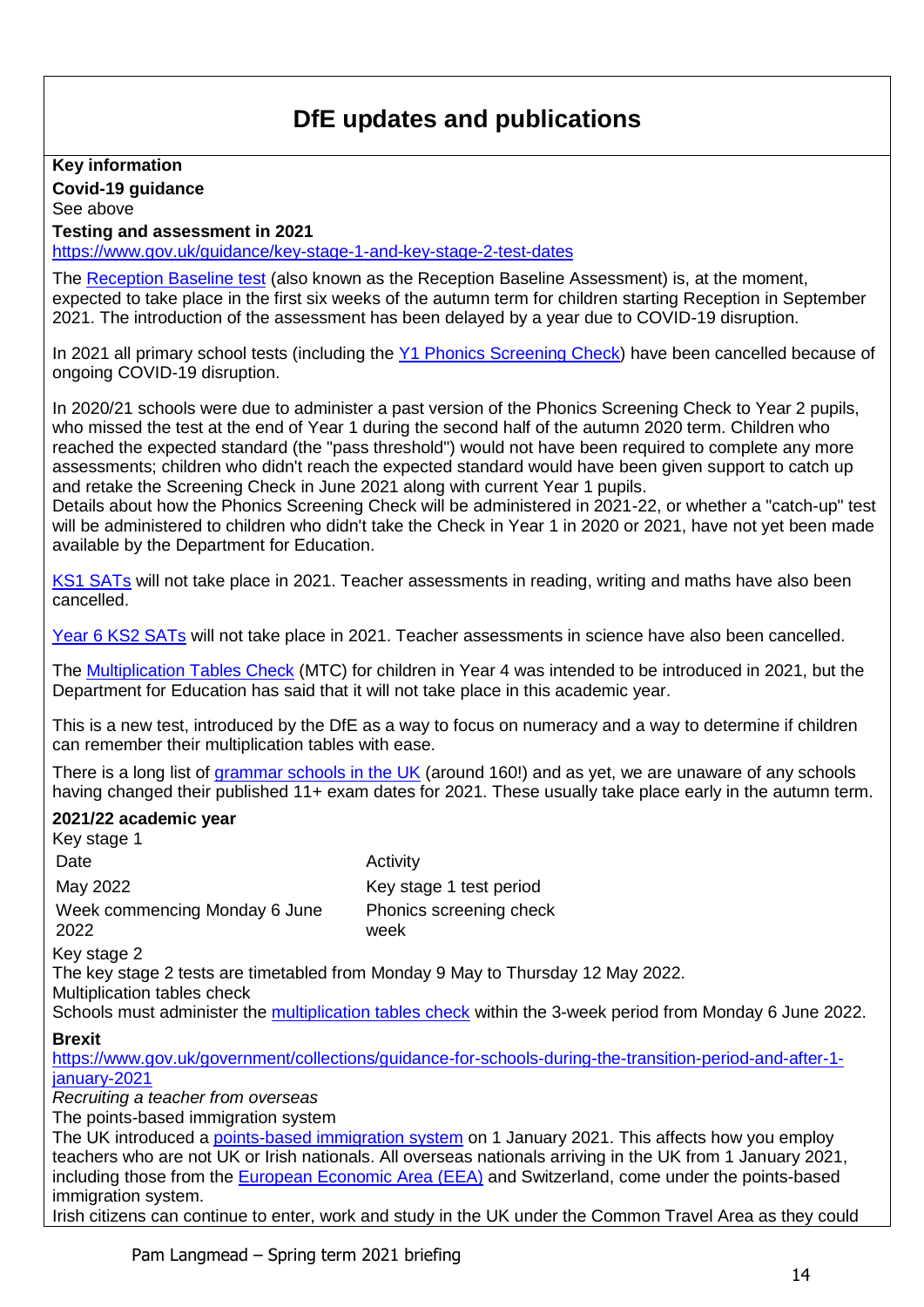# DfE updates and publications

**Key information**

**Covid-19 guidance**

See above

**Testing and assessment in 2021**

https://www.gov.uk/guidance/key-stage-1-and-key-stage-2-test-dates

The Reception Baseline test (also known as the Reception Baseline Assessment) is, at the moment, expected to take place in the first six weeks of the autumn term for children starting Reception in September 2021. The introduction of the assessment has been delayed by a year due to COVID-19 disruption.

In 2021 all primary school tests (including the Y1 Phonics Screening Check) have been cancelled because of ongoing COVID-19 disruption.

In 2020/21 schools were due to administer a past version of the Phonics Screening Check to Year 2 pupils, who missed the test at the end of Year 1 during the second half of the autumn 2020 term. Children who reached the expected standard (the "pass threshold") would not have been required to complete any more assessments; children who didn't reach the expected standard would have been given support to catch up and retake the Screening Check in June 2021 along with current Year 1 pupils.
Details about how the Phonics Screening Check will be administered in 2021-22, or whether a "catch-up" test will be administered to children who didn't take the Check in Year 1 in 2020 or 2021, have not yet been made available by the Department for Education.

KS1 SATs will not take place in 2021. Teacher assessments in reading, writing and maths have also been cancelled.

Year 6 KS2 SATs will not take place in 2021. Teacher assessments in science have also been cancelled.

The Multiplication Tables Check (MTC) for children in Year 4 was intended to be introduced in 2021, but the Department for Education has said that it will not take place in this academic year.

This is a new test, introduced by the DfE as a way to focus on numeracy and a way to determine if children can remember their multiplication tables with ease.

There is a long list of grammar schools in the UK (around 160!) and as yet, we are unaware of any schools having changed their published 11+ exam dates for 2021. These usually take place early in the autumn term.

**2021/22 academic year**

Key stage 1

| Date | Activity |
|---|---|
| May 2022 | Key stage 1 test period |
| Week commencing Monday 6 June 2022 | Phonics screening check week |

Key stage 2

The key stage 2 tests are timetabled from Monday 9 May to Thursday 12 May 2022.

Multiplication tables check

Schools must administer the multiplication tables check within the 3-week period from Monday 6 June 2022.

**Brexit**

https://www.gov.uk/government/collections/guidance-for-schools-during-the-transition-period-and-after-1-january-2021

*Recruiting a teacher from overseas*

The points-based immigration system

The UK introduced a points-based immigration system on 1 January 2021. This affects how you employ teachers who are not UK or Irish nationals. All overseas nationals arriving in the UK from 1 January 2021, including those from the European Economic Area (EEA) and Switzerland, come under the points-based immigration system.

Irish citizens can continue to enter, work and study in the UK under the Common Travel Area as they could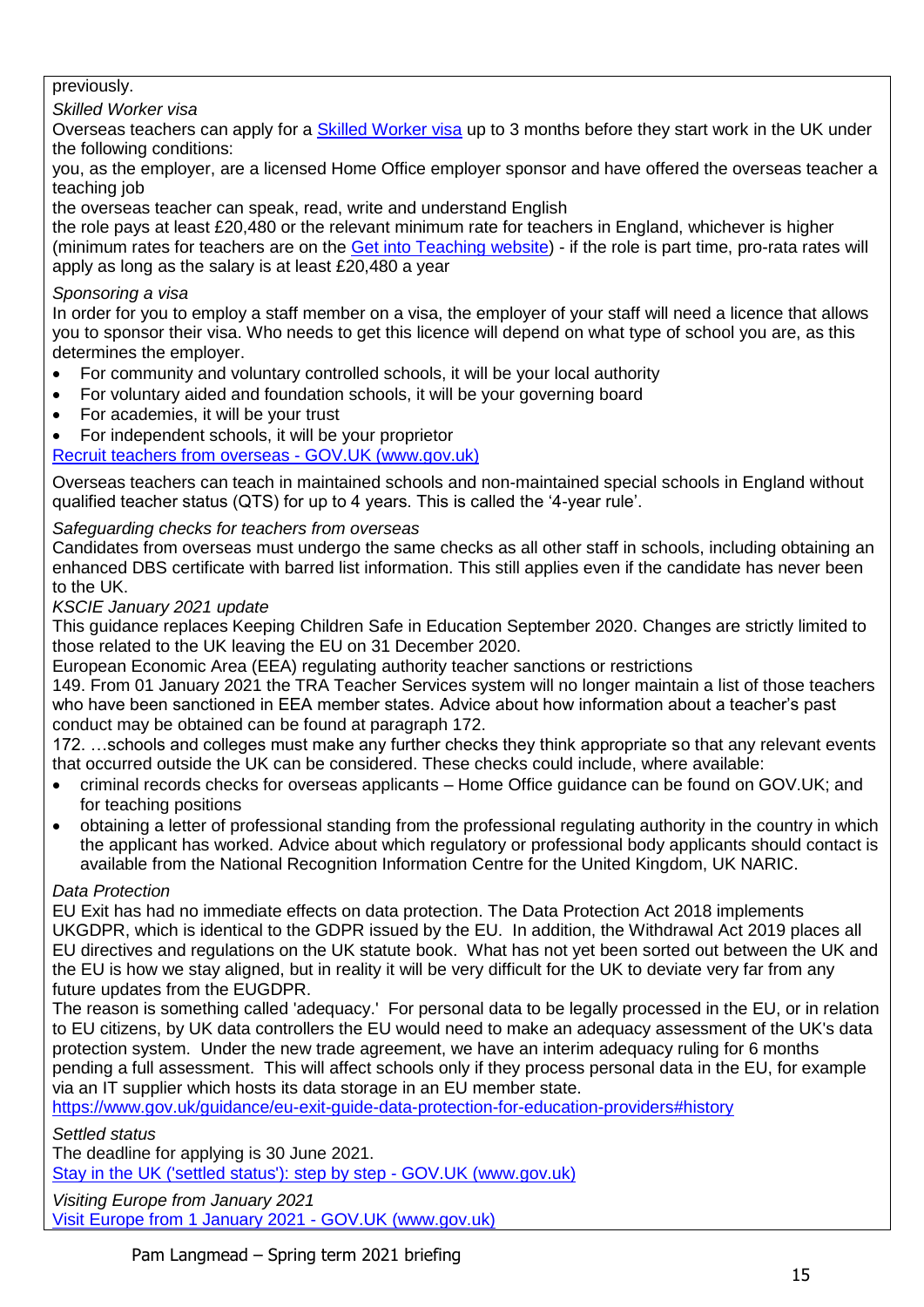previously.

*Skilled Worker visa*

Overseas teachers can apply for a [Skilled Worker visa](#) up to 3 months before they start work in the UK under the following conditions:

you, as the employer, are a licensed Home Office employer sponsor and have offered the overseas teacher a teaching job

the overseas teacher can speak, read, write and understand English

the role pays at least £20,480 or the relevant minimum rate for teachers in England, whichever is higher (minimum rates for teachers are on the [Get into Teaching website](#)) - if the role is part time, pro-rata rates will apply as long as the salary is at least £20,480 a year

*Sponsoring a visa*

In order for you to employ a staff member on a visa, the employer of your staff will need a licence that allows you to sponsor their visa. Who needs to get this licence will depend on what type of school you are, as this determines the employer.

- For community and voluntary controlled schools, it will be your local authority
- For voluntary aided and foundation schools, it will be your governing board
- For academies, it will be your trust
- For independent schools, it will be your proprietor

[Recruit teachers from overseas - GOV.UK (www.gov.uk)](#)

Overseas teachers can teach in maintained schools and non-maintained special schools in England without qualified teacher status (QTS) for up to 4 years. This is called the '4-year rule'.

*Safeguarding checks for teachers from overseas*

Candidates from overseas must undergo the same checks as all other staff in schools, including obtaining an enhanced DBS certificate with barred list information. This still applies even if the candidate has never been to the UK.

*KSCIE January 2021 update*

This guidance replaces Keeping Children Safe in Education September 2020. Changes are strictly limited to those related to the UK leaving the EU on 31 December 2020.

European Economic Area (EEA) regulating authority teacher sanctions or restrictions

149. From 01 January 2021 the TRA Teacher Services system will no longer maintain a list of those teachers who have been sanctioned in EEA member states. Advice about how information about a teacher's past conduct may be obtained can be found at paragraph 172.

172. …schools and colleges must make any further checks they think appropriate so that any relevant events that occurred outside the UK can be considered. These checks could include, where available:

- criminal records checks for overseas applicants – Home Office guidance can be found on GOV.UK; and for teaching positions
- obtaining a letter of professional standing from the professional regulating authority in the country in which the applicant has worked. Advice about which regulatory or professional body applicants should contact is available from the National Recognition Information Centre for the United Kingdom, UK NARIC.

*Data Protection*

EU Exit has had no immediate effects on data protection. The Data Protection Act 2018 implements UKGDPR, which is identical to the GDPR issued by the EU. In addition, the Withdrawal Act 2019 places all EU directives and regulations on the UK statute book. What has not yet been sorted out between the UK and the EU is how we stay aligned, but in reality it will be very difficult for the UK to deviate very far from any future updates from the EUGDPR.

The reason is something called 'adequacy.' For personal data to be legally processed in the EU, or in relation to EU citizens, by UK data controllers the EU would need to make an adequacy assessment of the UK's data protection system. Under the new trade agreement, we have an interim adequacy ruling for 6 months pending a full assessment. This will affect schools only if they process personal data in the EU, for example via an IT supplier which hosts its data storage in an EU member state.

[https://www.gov.uk/guidance/eu-exit-guide-data-protection-for-education-providers#history](https://www.gov.uk/guidance/eu-exit-guide-data-protection-for-education-providers#history)

*Settled status*

The deadline for applying is 30 June 2021.

[Stay in the UK ('settled status'): step by step - GOV.UK (www.gov.uk)](#)

*Visiting Europe from January 2021*

[Visit Europe from 1 January 2021 - GOV.UK (www.gov.uk)](#)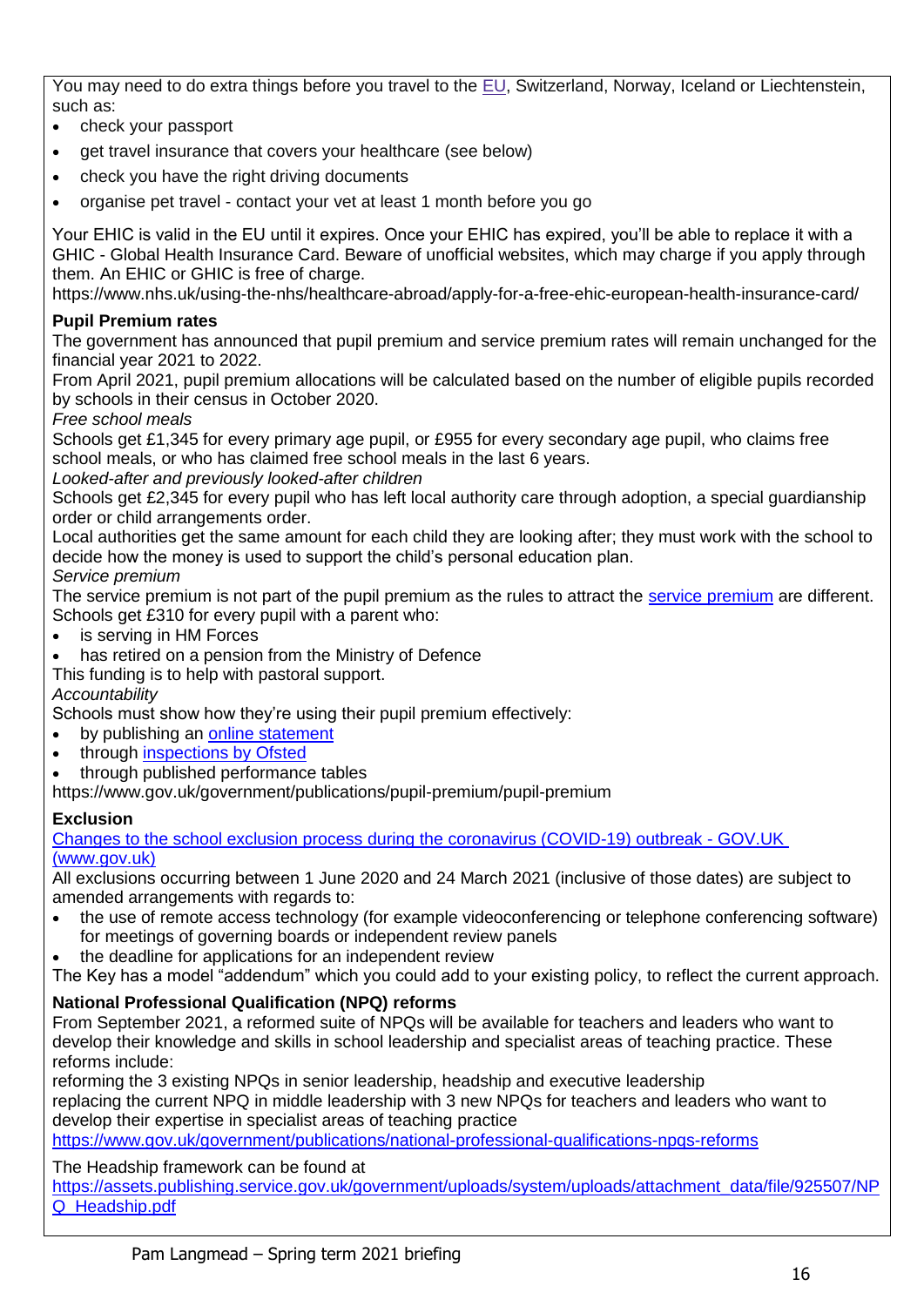You may need to do extra things before you travel to the [EU](), Switzerland, Norway, Iceland or Liechtenstein, such as:

- check your passport
- get travel insurance that covers your healthcare (see below)
- check you have the right driving documents
- organise pet travel - contact your vet at least 1 month before you go

Your EHIC is valid in the EU until it expires. Once your EHIC has expired, you'll be able to replace it with a GHIC - Global Health Insurance Card. Beware of unofficial websites, which may charge if you apply through them. An EHIC or GHIC is free of charge.
https://www.nhs.uk/using-the-nhs/healthcare-abroad/apply-for-a-free-ehic-european-health-insurance-card/

**Pupil Premium rates**

The government has announced that pupil premium and service premium rates will remain unchanged for the financial year 2021 to 2022.
From April 2021, pupil premium allocations will be calculated based on the number of eligible pupils recorded by schools in their census in October 2020.

*Free school meals*

Schools get £1,345 for every primary age pupil, or £955 for every secondary age pupil, who claims free school meals, or who has claimed free school meals in the last 6 years.

*Looked-after and previously looked-after children*

Schools get £2,345 for every pupil who has left local authority care through adoption, a special guardianship order or child arrangements order.
Local authorities get the same amount for each child they are looking after; they must work with the school to decide how the money is used to support the child's personal education plan.

*Service premium*

The service premium is not part of the pupil premium as the rules to attract the [service premium]() are different. Schools get £310 for every pupil with a parent who:

- is serving in HM Forces
- has retired on a pension from the Ministry of Defence

This funding is to help with pastoral support.

*Accountability*

Schools must show how they're using their pupil premium effectively:

- by publishing an [online statement]()
- through [inspections by Ofsted]()
- through published performance tables

https://www.gov.uk/government/publications/pupil-premium/pupil-premium

**Exclusion**

[Changes to the school exclusion process during the coronavirus (COVID-19) outbreak - GOV.UK (www.gov.uk)]()

All exclusions occurring between 1 June 2020 and 24 March 2021 (inclusive of those dates) are subject to amended arrangements with regards to:

- the use of remote access technology (for example videoconferencing or telephone conferencing software) for meetings of governing boards or independent review panels
- the deadline for applications for an independent review

The Key has a model "addendum" which you could add to your existing policy, to reflect the current approach.

**National Professional Qualification (NPQ) reforms**

From September 2021, a reformed suite of NPQs will be available for teachers and leaders who want to develop their knowledge and skills in school leadership and specialist areas of teaching practice. These reforms include:
reforming the 3 existing NPQs in senior leadership, headship and executive leadership
replacing the current NPQ in middle leadership with 3 new NPQs for teachers and leaders who want to develop their expertise in specialist areas of teaching practice
https://www.gov.uk/government/publications/national-professional-qualifications-npqs-reforms

The Headship framework can be found at
https://assets.publishing.service.gov.uk/government/uploads/system/uploads/attachment_data/file/925507/NPQ_Headship.pdf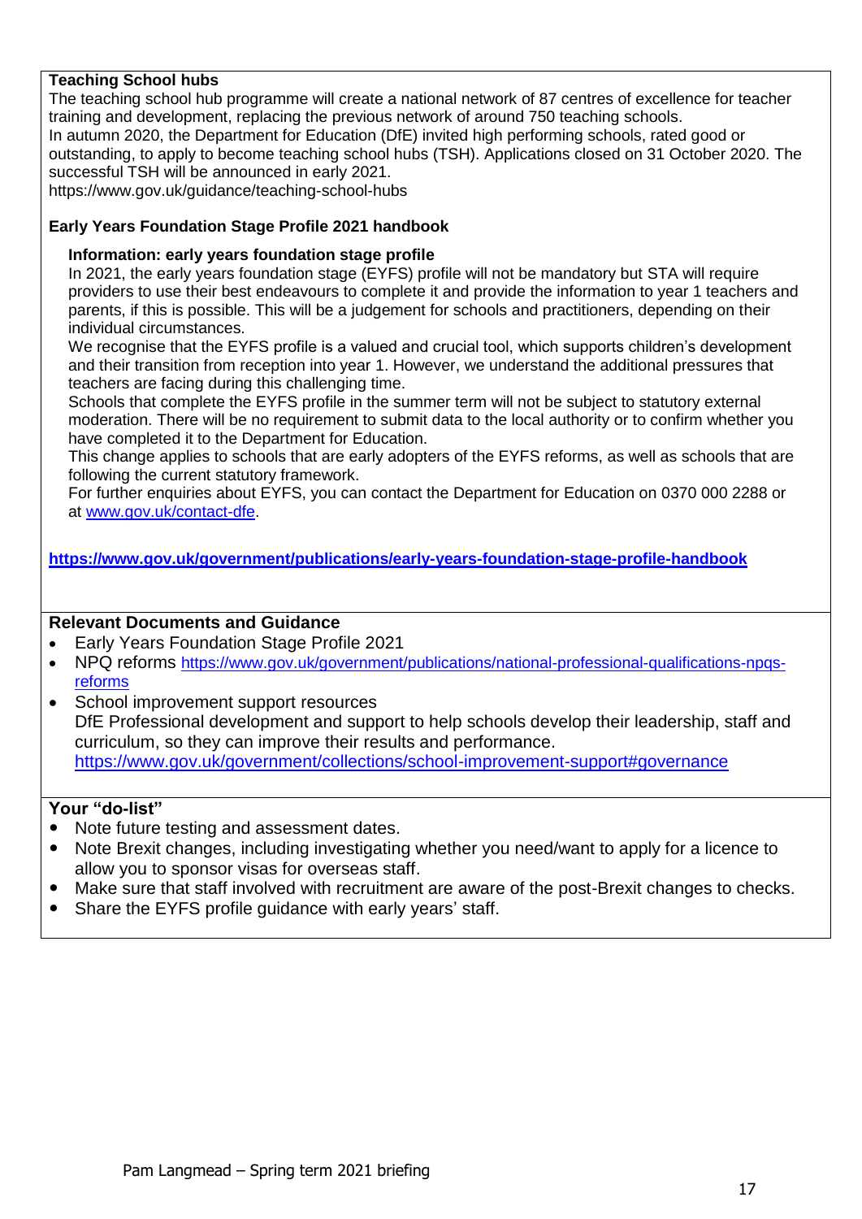**Teaching School hubs**

The teaching school hub programme will create a national network of 87 centres of excellence for teacher training and development, replacing the previous network of around 750 teaching schools.
In autumn 2020, the Department for Education (DfE) invited high performing schools, rated good or outstanding, to apply to become teaching school hubs (TSH). Applications closed on 31 October 2020. The successful TSH will be announced in early 2021.
https://www.gov.uk/guidance/teaching-school-hubs

**Early Years Foundation Stage Profile 2021 handbook**

**Information: early years foundation stage profile**

In 2021, the early years foundation stage (EYFS) profile will not be mandatory but STA will require providers to use their best endeavours to complete it and provide the information to year 1 teachers and parents, if this is possible. This will be a judgement for schools and practitioners, depending on their individual circumstances.

We recognise that the EYFS profile is a valued and crucial tool, which supports children's development and their transition from reception into year 1. However, we understand the additional pressures that teachers are facing during this challenging time.

Schools that complete the EYFS profile in the summer term will not be subject to statutory external moderation. There will be no requirement to submit data to the local authority or to confirm whether you have completed it to the Department for Education.

This change applies to schools that are early adopters of the EYFS reforms, as well as schools that are following the current statutory framework.

For further enquiries about EYFS, you can contact the Department for Education on 0370 000 2288 or at www.gov.uk/contact-dfe.

**https://www.gov.uk/government/publications/early-years-foundation-stage-profile-handbook**

**Relevant Documents and Guidance**

- Early Years Foundation Stage Profile 2021
- NPQ reforms https://www.gov.uk/government/publications/national-professional-qualifications-npqs-reforms
- School improvement support resources
  DfE Professional development and support to help schools develop their leadership, staff and curriculum, so they can improve their results and performance.
  https://www.gov.uk/government/collections/school-improvement-support#governance

**Your "do-list"**

- Note future testing and assessment dates.
- Note Brexit changes, including investigating whether you need/want to apply for a licence to allow you to sponsor visas for overseas staff.
- Make sure that staff involved with recruitment are aware of the post-Brexit changes to checks.
- Share the EYFS profile guidance with early years' staff.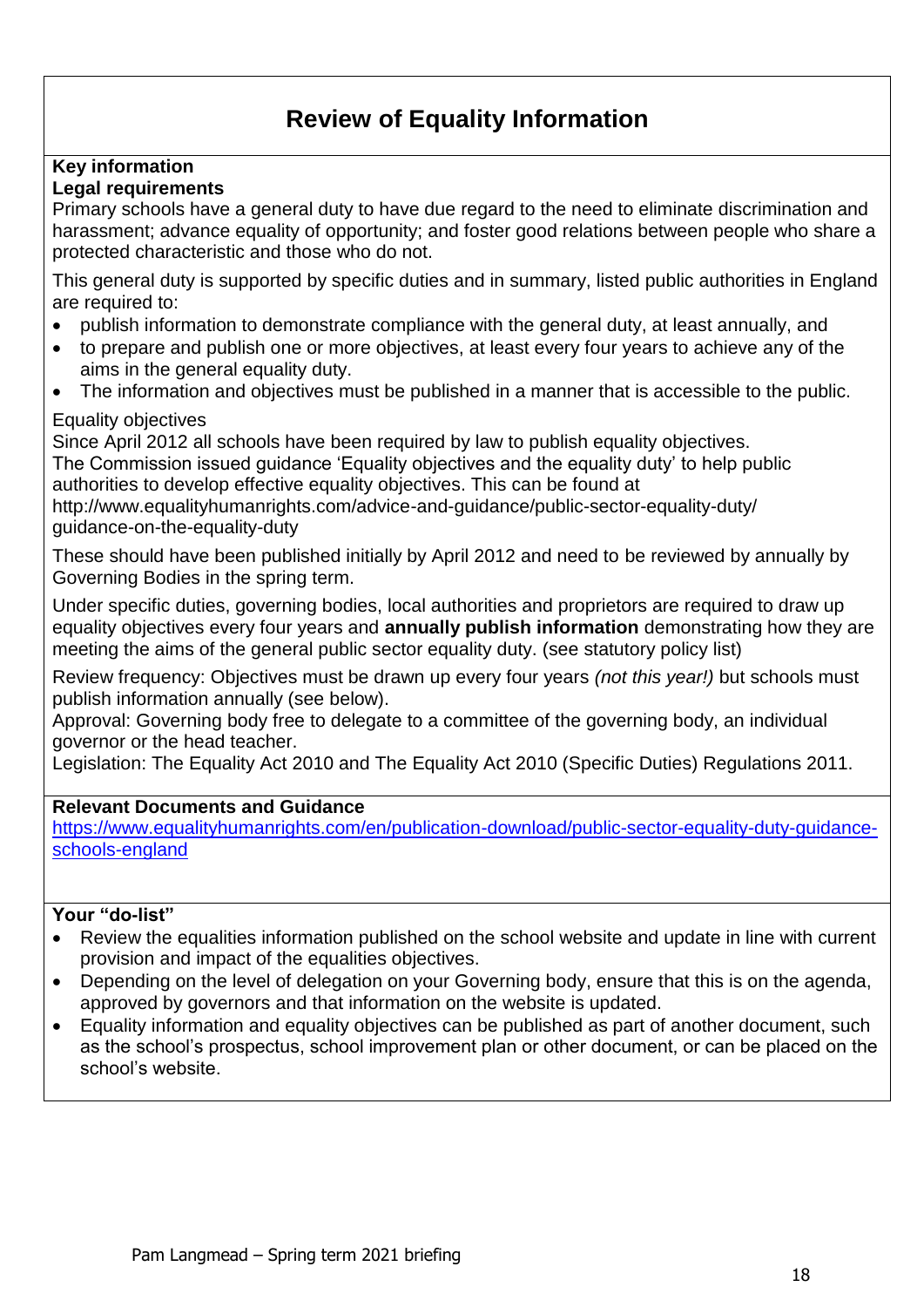# Review of Equality Information

**Key information**

**Legal requirements**

Primary schools have a general duty to have due regard to the need to eliminate discrimination and harassment; advance equality of opportunity; and foster good relations between people who share a protected characteristic and those who do not.

This general duty is supported by specific duties and in summary, listed public authorities in England are required to:

- publish information to demonstrate compliance with the general duty, at least annually, and
- to prepare and publish one or more objectives, at least every four years to achieve any of the aims in the general equality duty.
- The information and objectives must be published in a manner that is accessible to the public.

Equality objectives

Since April 2012 all schools have been required by law to publish equality objectives.
The Commission issued guidance 'Equality objectives and the equality duty' to help public authorities to develop effective equality objectives. This can be found at
http://www.equalityhumanrights.com/advice-and-guidance/public-sector-equality-duty/guidance-on-the-equality-duty

These should have been published initially by April 2012 and need to be reviewed by annually by Governing Bodies in the spring term.

Under specific duties, governing bodies, local authorities and proprietors are required to draw up equality objectives every four years and **annually publish information** demonstrating how they are meeting the aims of the general public sector equality duty. (see statutory policy list)

Review frequency: Objectives must be drawn up every four years *(not this year!)* but schools must publish information annually (see below).
Approval: Governing body free to delegate to a committee of the governing body, an individual governor or the head teacher.
Legislation: The Equality Act 2010 and The Equality Act 2010 (Specific Duties) Regulations 2011.

**Relevant Documents and Guidance**

https://www.equalityhumanrights.com/en/publication-download/public-sector-equality-duty-guidance-schools-england

**Your "do-list"**

- Review the equalities information published on the school website and update in line with current provision and impact of the equalities objectives.
- Depending on the level of delegation on your Governing body, ensure that this is on the agenda, approved by governors and that information on the website is updated.
- Equality information and equality objectives can be published as part of another document, such as the school's prospectus, school improvement plan or other document, or can be placed on the school's website.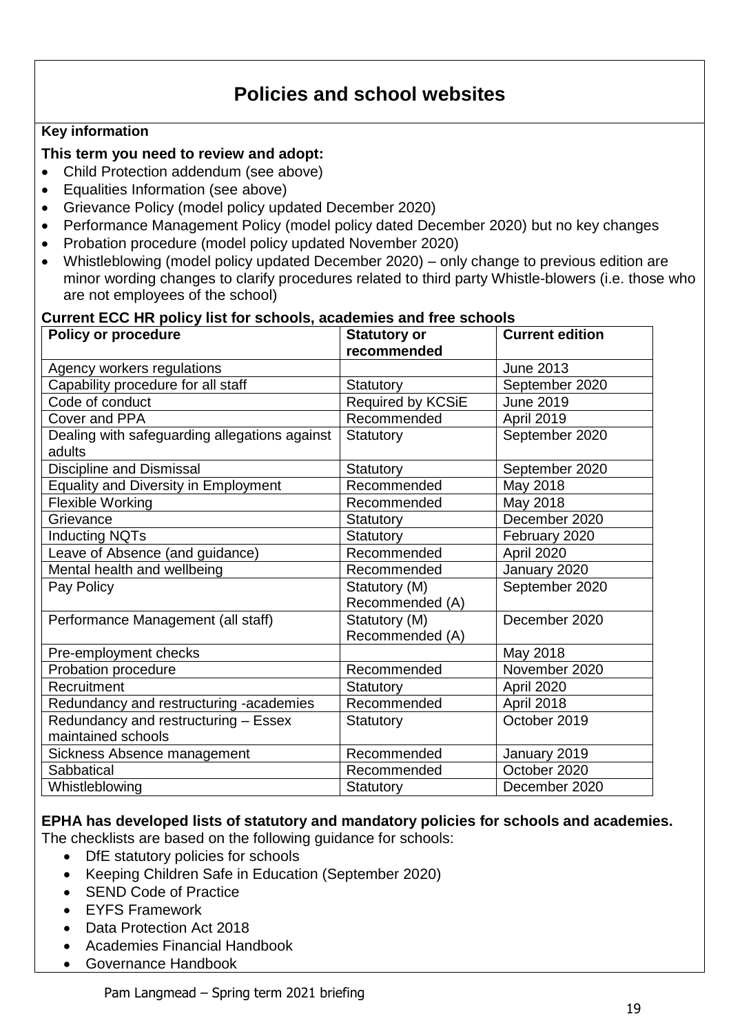# Policies and school websites

**Key information**

**This term you need to review and adopt:**

- Child Protection addendum (see above)
- Equalities Information (see above)
- Grievance Policy (model policy updated December 2020)
- Performance Management Policy (model policy dated December 2020) but no key changes
- Probation procedure (model policy updated November 2020)
- Whistleblowing (model policy updated December 2020) – only change to previous edition are minor wording changes to clarify procedures related to third party Whistle-blowers (i.e. those who are not employees of the school)

**Current ECC HR policy list for schools, academies and free schools**

| Policy or procedure | Statutory or recommended | Current edition |
|---|---|---|
| Agency workers regulations | | June 2013 |
| Capability procedure for all staff | Statutory | September 2020 |
| Code of conduct | Required by KCSiE | June 2019 |
| Cover and PPA | Recommended | April 2019 |
| Dealing with safeguarding allegations against adults | Statutory | September 2020 |
| Discipline and Dismissal | Statutory | September 2020 |
| Equality and Diversity in Employment | Recommended | May 2018 |
| Flexible Working | Recommended | May 2018 |
| Grievance | Statutory | December 2020 |
| Inducting NQTs | Statutory | February 2020 |
| Leave of Absence (and guidance) | Recommended | April 2020 |
| Mental health and wellbeing | Recommended | January 2020 |
| Pay Policy | Statutory (M) Recommended (A) | September 2020 |
| Performance Management (all staff) | Statutory (M) Recommended (A) | December 2020 |
| Pre-employment checks | | May 2018 |
| Probation procedure | Recommended | November 2020 |
| Recruitment | Statutory | April 2020 |
| Redundancy and restructuring -academies | Recommended | April 2018 |
| Redundancy and restructuring – Essex maintained schools | Statutory | October 2019 |
| Sickness Absence management | Recommended | January 2019 |
| Sabbatical | Recommended | October 2020 |
| Whistleblowing | Statutory | December 2020 |

**EPHA has developed lists of statutory and mandatory policies for schools and academies.**
The checklists are based on the following guidance for schools:

- DfE statutory policies for schools
- Keeping Children Safe in Education (September 2020)
- SEND Code of Practice
- EYFS Framework
- Data Protection Act 2018
- Academies Financial Handbook
- Governance Handbook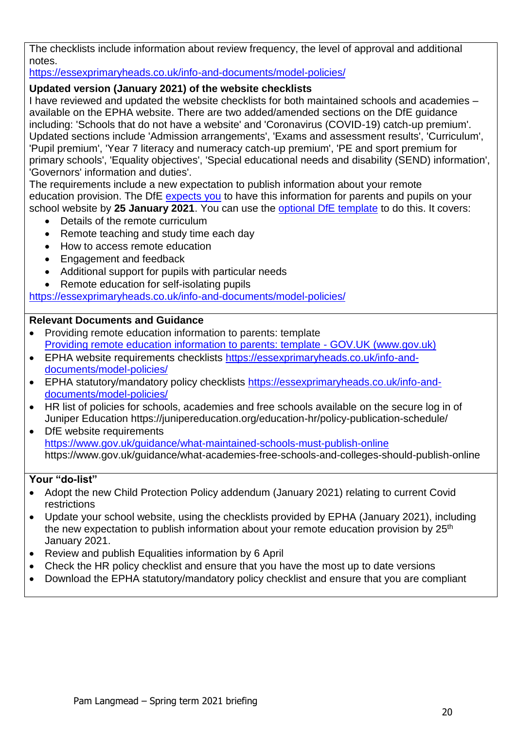The checklists include information about review frequency, the level of approval and additional notes.
https://essexprimaryheads.co.uk/info-and-documents/model-policies/

**Updated version (January 2021) of the website checklists**

I have reviewed and updated the website checklists for both maintained schools and academies – available on the EPHA website. There are two added/amended sections on the DfE guidance including: 'Schools that do not have a website' and 'Coronavirus (COVID-19) catch-up premium'. Updated sections include 'Admission arrangements', 'Exams and assessment results', 'Curriculum', 'Pupil premium', 'Year 7 literacy and numeracy catch-up premium', 'PE and sport premium for primary schools', 'Equality objectives', 'Special educational needs and disability (SEND) information', 'Governors' information and duties'.

The requirements include a new expectation to publish information about your remote education provision. The DfE expects you to have this information for parents and pupils on your school website by **25 January 2021**. You can use the optional DfE template to do this. It covers:

- Details of the remote curriculum
- Remote teaching and study time each day
- How to access remote education
- Engagement and feedback
- Additional support for pupils with particular needs
- Remote education for self-isolating pupils

https://essexprimaryheads.co.uk/info-and-documents/model-policies/

**Relevant Documents and Guidance**

- Providing remote education information to parents: template
  Providing remote education information to parents: template - GOV.UK (www.gov.uk)
- EPHA website requirements checklists https://essexprimaryheads.co.uk/info-and-documents/model-policies/
- EPHA statutory/mandatory policy checklists https://essexprimaryheads.co.uk/info-and-documents/model-policies/
- HR list of policies for schools, academies and free schools available on the secure log in of Juniper Education https://junipereducation.org/education-hr/policy-publication-schedule/
- DfE website requirements
  https://www.gov.uk/guidance/what-maintained-schools-must-publish-online
  https://www.gov.uk/guidance/what-academies-free-schools-and-colleges-should-publish-online

**Your "do-list"**

- Adopt the new Child Protection Policy addendum (January 2021) relating to current Covid restrictions
- Update your school website, using the checklists provided by EPHA (January 2021), including the new expectation to publish information about your remote education provision by 25th January 2021.
- Review and publish Equalities information by 6 April
- Check the HR policy checklist and ensure that you have the most up to date versions
- Download the EPHA statutory/mandatory policy checklist and ensure that you are compliant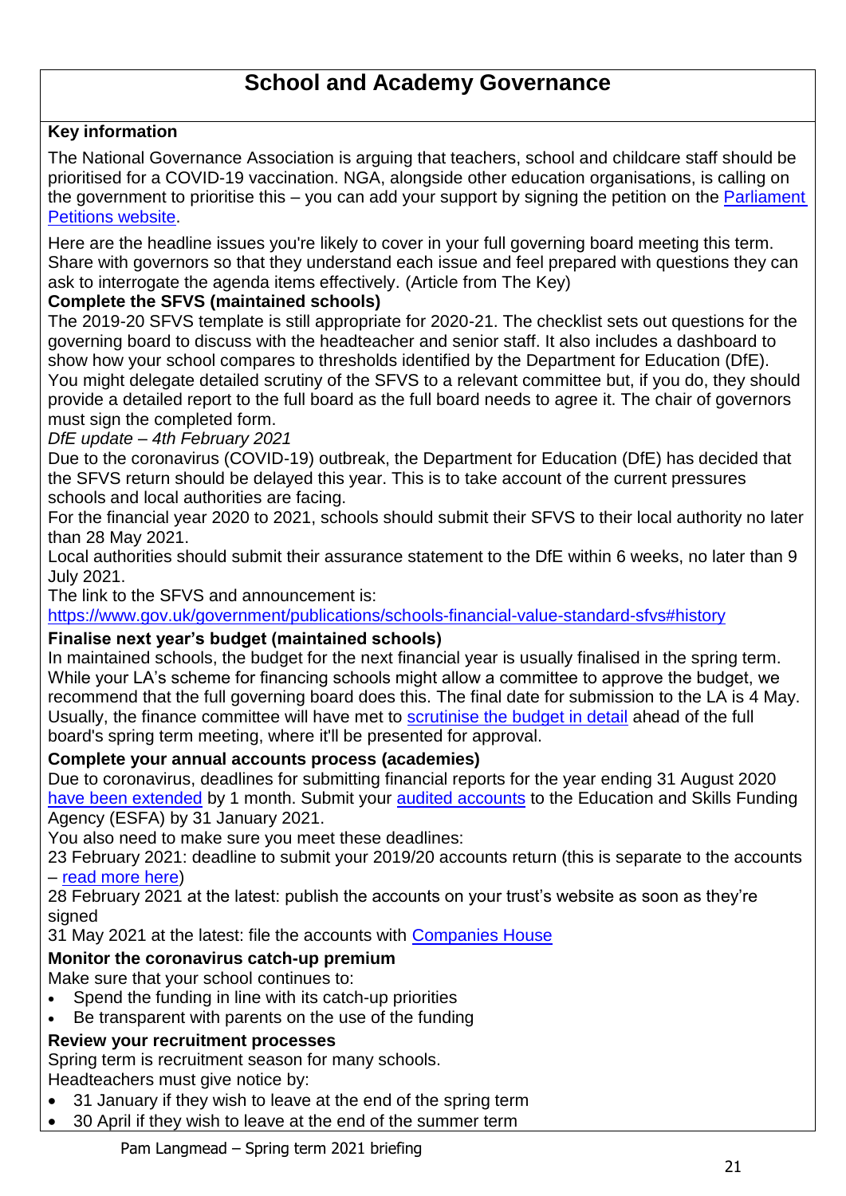# School and Academy Governance

**Key information**

The National Governance Association is arguing that teachers, school and childcare staff should be prioritised for a COVID-19 vaccination. NGA, alongside other education organisations, is calling on the government to prioritise this – you can add your support by signing the petition on the Parliament Petitions website.

Here are the headline issues you're likely to cover in your full governing board meeting this term. Share with governors so that they understand each issue and feel prepared with questions they can ask to interrogate the agenda items effectively. (Article from The Key)

**Complete the SFVS (maintained schools)**

The 2019-20 SFVS template is still appropriate for 2020-21. The checklist sets out questions for the governing board to discuss with the headteacher and senior staff. It also includes a dashboard to show how your school compares to thresholds identified by the Department for Education (DfE). You might delegate detailed scrutiny of the SFVS to a relevant committee but, if you do, they should provide a detailed report to the full board as the full board needs to agree it. The chair of governors must sign the completed form.

*DfE update – 4th February 2021*

Due to the coronavirus (COVID-19) outbreak, the Department for Education (DfE) has decided that the SFVS return should be delayed this year. This is to take account of the current pressures schools and local authorities are facing.

For the financial year 2020 to 2021, schools should submit their SFVS to their local authority no later than 28 May 2021.

Local authorities should submit their assurance statement to the DfE within 6 weeks, no later than 9 July 2021.

The link to the SFVS and announcement is:
https://www.gov.uk/government/publications/schools-financial-value-standard-sfvs#history

**Finalise next year's budget (maintained schools)**

In maintained schools, the budget for the next financial year is usually finalised in the spring term. While your LA's scheme for financing schools might allow a committee to approve the budget, we recommend that the full governing board does this. The final date for submission to the LA is 4 May. Usually, the finance committee will have met to scrutinise the budget in detail ahead of the full board's spring term meeting, where it'll be presented for approval.

**Complete your annual accounts process (academies)**

Due to coronavirus, deadlines for submitting financial reports for the year ending 31 August 2020 have been extended by 1 month. Submit your audited accounts to the Education and Skills Funding Agency (ESFA) by 31 January 2021.

You also need to make sure you meet these deadlines:

23 February 2021: deadline to submit your 2019/20 accounts return (this is separate to the accounts – read more here)

28 February 2021 at the latest: publish the accounts on your trust's website as soon as they're signed

31 May 2021 at the latest: file the accounts with Companies House

**Monitor the coronavirus catch-up premium**

Make sure that your school continues to:

- Spend the funding in line with its catch-up priorities
- Be transparent with parents on the use of the funding

**Review your recruitment processes**

Spring term is recruitment season for many schools.

Headteachers must give notice by:

- 31 January if they wish to leave at the end of the spring term
- 30 April if they wish to leave at the end of the summer term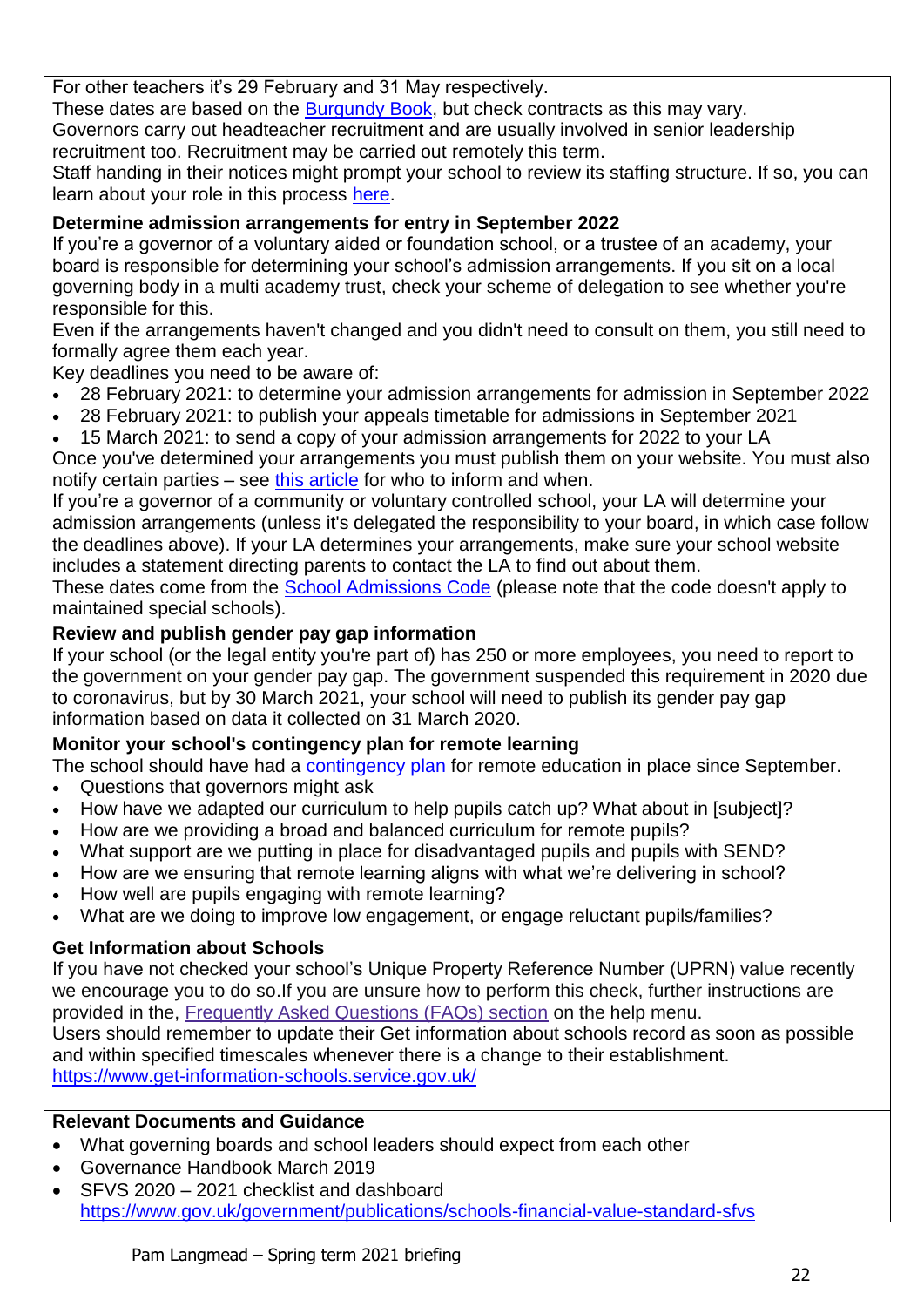For other teachers it's 29 February and 31 May respectively.

These dates are based on the [Burgundy Book](), but check contracts as this may vary.

Governors carry out headteacher recruitment and are usually involved in senior leadership recruitment too. Recruitment may be carried out remotely this term.

Staff handing in their notices might prompt your school to review its staffing structure. If so, you can learn about your role in this process [here]().

**Determine admission arrangements for entry in September 2022**

If you're a governor of a voluntary aided or foundation school, or a trustee of an academy, your board is responsible for determining your school's admission arrangements. If you sit on a local governing body in a multi academy trust, check your scheme of delegation to see whether you're responsible for this.

Even if the arrangements haven't changed and you didn't need to consult on them, you still need to formally agree them each year.

Key deadlines you need to be aware of:

- 28 February 2021: to determine your admission arrangements for admission in September 2022
- 28 February 2021: to publish your appeals timetable for admissions in September 2021
- 15 March 2021: to send a copy of your admission arrangements for 2022 to your LA

Once you've determined your arrangements you must publish them on your website. You must also notify certain parties – see [this article]() for who to inform and when.

If you're a governor of a community or voluntary controlled school, your LA will determine your admission arrangements (unless it's delegated the responsibility to your board, in which case follow the deadlines above). If your LA determines your arrangements, make sure your school website includes a statement directing parents to contact the LA to find out about them.

These dates come from the [School Admissions Code]() (please note that the code doesn't apply to maintained special schools).

**Review and publish gender pay gap information**

If your school (or the legal entity you're part of) has 250 or more employees, you need to report to the government on your gender pay gap. The government suspended this requirement in 2020 due to coronavirus, but by 30 March 2021, your school will need to publish its gender pay gap information based on data it collected on 31 March 2020.

**Monitor your school's contingency plan for remote learning**

The school should have had a [contingency plan]() for remote education in place since September.

- Questions that governors might ask
- How have we adapted our curriculum to help pupils catch up? What about in [subject]?
- How are we providing a broad and balanced curriculum for remote pupils?
- What support are we putting in place for disadvantaged pupils and pupils with SEND?
- How are we ensuring that remote learning aligns with what we're delivering in school?
- How well are pupils engaging with remote learning?
- What are we doing to improve low engagement, or engage reluctant pupils/families?

**Get Information about Schools**

If you have not checked your school's Unique Property Reference Number (UPRN) value recently we encourage you to do so.If you are unsure how to perform this check, further instructions are provided in the, [Frequently Asked Questions (FAQs) section]() on the help menu.

Users should remember to update their Get information about schools record as soon as possible and within specified timescales whenever there is a change to their establishment.

https://www.get-information-schools.service.gov.uk/

**Relevant Documents and Guidance**

- What governing boards and school leaders should expect from each other
- Governance Handbook March 2019
- SFVS 2020 – 2021 checklist and dashboard  
  https://www.gov.uk/government/publications/schools-financial-value-standard-sfvs

Pam Langmead – Spring term 2021 briefing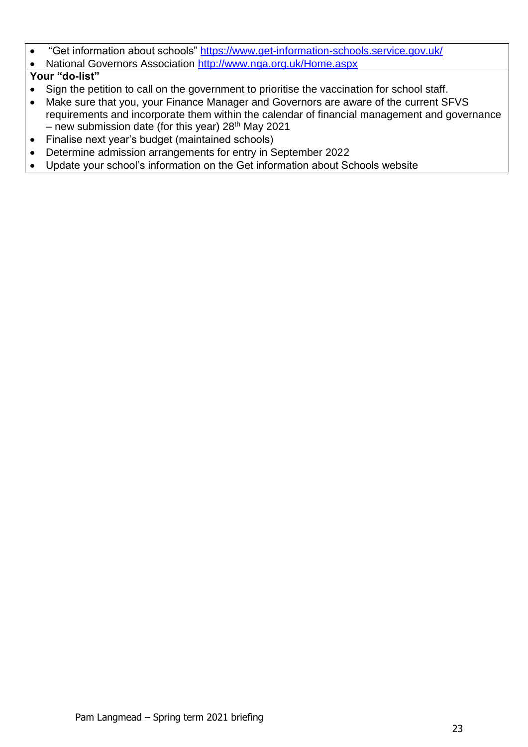- "Get information about schools" https://www.get-information-schools.service.gov.uk/
- National Governors Association http://www.nga.org.uk/Home.aspx

**Your "do-list"**

- Sign the petition to call on the government to prioritise the vaccination for school staff.
- Make sure that you, your Finance Manager and Governors are aware of the current SFVS requirements and incorporate them within the calendar of financial management and governance – new submission date (for this year) 28th May 2021
- Finalise next year's budget (maintained schools)
- Determine admission arrangements for entry in September 2022
- Update your school's information on the Get information about Schools website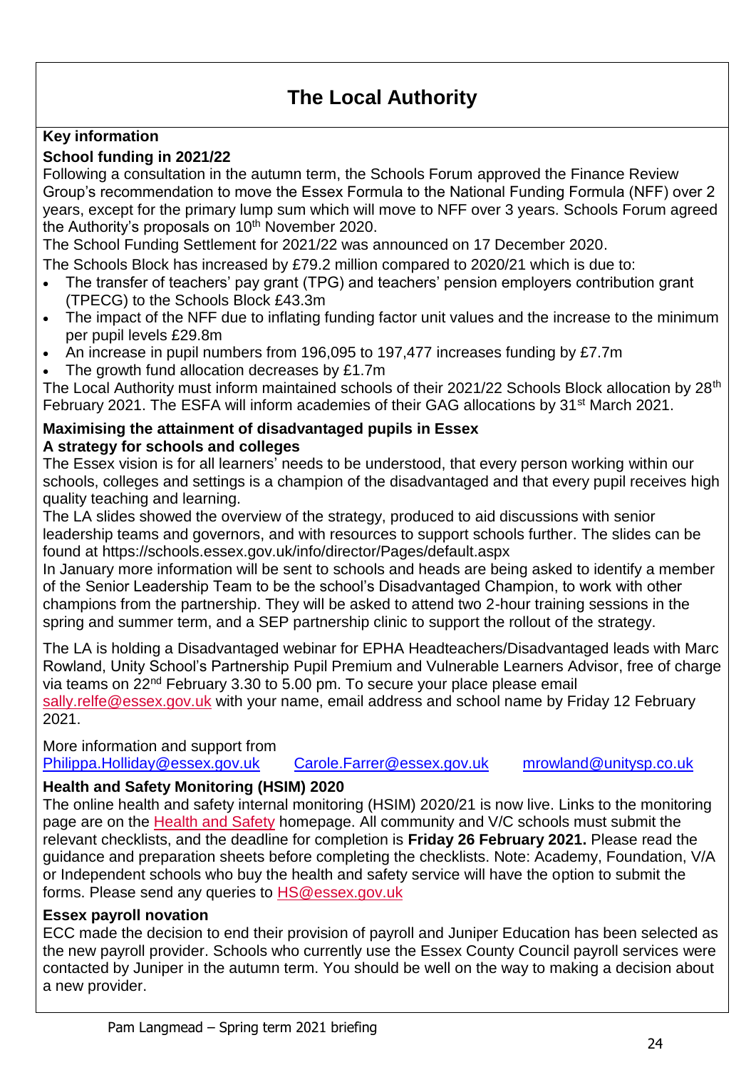# The Local Authority

**Key information**

**School funding in 2021/22**

Following a consultation in the autumn term, the Schools Forum approved the Finance Review Group's recommendation to move the Essex Formula to the National Funding Formula (NFF) over 2 years, except for the primary lump sum which will move to NFF over 3 years. Schools Forum agreed the Authority's proposals on 10th November 2020.

The School Funding Settlement for 2021/22 was announced on 17 December 2020.

The Schools Block has increased by £79.2 million compared to 2020/21 which is due to:

- The transfer of teachers' pay grant (TPG) and teachers' pension employers contribution grant (TPECG) to the Schools Block £43.3m
- The impact of the NFF due to inflating funding factor unit values and the increase to the minimum per pupil levels £29.8m
- An increase in pupil numbers from 196,095 to 197,477 increases funding by £7.7m
- The growth fund allocation decreases by £1.7m

The Local Authority must inform maintained schools of their 2021/22 Schools Block allocation by 28th February 2021. The ESFA will inform academies of their GAG allocations by 31st March 2021.

**Maximising the attainment of disadvantaged pupils in Essex**
**A strategy for schools and colleges**

The Essex vision is for all learners' needs to be understood, that every person working within our schools, colleges and settings is a champion of the disadvantaged and that every pupil receives high quality teaching and learning.

The LA slides showed the overview of the strategy, produced to aid discussions with senior leadership teams and governors, and with resources to support schools further. The slides can be found at https://schools.essex.gov.uk/info/director/Pages/default.aspx

In January more information will be sent to schools and heads are being asked to identify a member of the Senior Leadership Team to be the school's Disadvantaged Champion, to work with other champions from the partnership. They will be asked to attend two 2-hour training sessions in the spring and summer term, and a SEP partnership clinic to support the rollout of the strategy.

The LA is holding a Disadvantaged webinar for EPHA Headteachers/Disadvantaged leads with Marc Rowland, Unity School's Partnership Pupil Premium and Vulnerable Learners Advisor, free of charge via teams on 22nd February 3.30 to 5.00 pm. To secure your place please email sally.relfe@essex.gov.uk with your name, email address and school name by Friday 12 February 2021.

More information and support from
Philippa.Holliday@essex.gov.uk Carole.Farrer@essex.gov.uk mrowland@unitysp.co.uk

**Health and Safety Monitoring (HSIM) 2020**

The online health and safety internal monitoring (HSIM) 2020/21 is now live. Links to the monitoring page are on the Health and Safety homepage. All community and V/C schools must submit the relevant checklists, and the deadline for completion is **Friday 26 February 2021.** Please read the guidance and preparation sheets before completing the checklists. Note: Academy, Foundation, V/A or Independent schools who buy the health and safety service will have the option to submit the forms. Please send any queries to HS@essex.gov.uk

**Essex payroll novation**

ECC made the decision to end their provision of payroll and Juniper Education has been selected as the new payroll provider. Schools who currently use the Essex County Council payroll services were contacted by Juniper in the autumn term. You should be well on the way to making a decision about a new provider.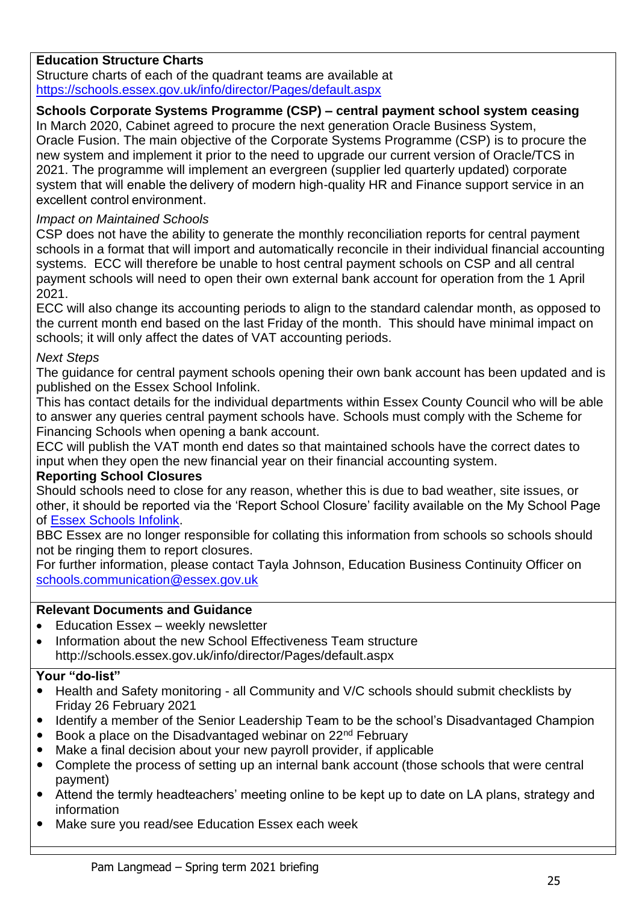**Education Structure Charts**

Structure charts of each of the quadrant teams are available at https://schools.essex.gov.uk/info/director/Pages/default.aspx

**Schools Corporate Systems Programme (CSP) – central payment school system ceasing**

In March 2020, Cabinet agreed to procure the next generation Oracle Business System, Oracle Fusion. The main objective of the Corporate Systems Programme (CSP) is to procure the new system and implement it prior to the need to upgrade our current version of Oracle/TCS in 2021. The programme will implement an evergreen (supplier led quarterly updated) corporate system that will enable the delivery of modern high-quality HR and Finance support service in an excellent control environment.

*Impact on Maintained Schools*

CSP does not have the ability to generate the monthly reconciliation reports for central payment schools in a format that will import and automatically reconcile in their individual financial accounting systems. ECC will therefore be unable to host central payment schools on CSP and all central payment schools will need to open their own external bank account for operation from the 1 April 2021.

ECC will also change its accounting periods to align to the standard calendar month, as opposed to the current month end based on the last Friday of the month. This should have minimal impact on schools; it will only affect the dates of VAT accounting periods.

*Next Steps*

The guidance for central payment schools opening their own bank account has been updated and is published on the Essex School Infolink.

This has contact details for the individual departments within Essex County Council who will be able to answer any queries central payment schools have. Schools must comply with the Scheme for Financing Schools when opening a bank account.

ECC will publish the VAT month end dates so that maintained schools have the correct dates to input when they open the new financial year on their financial accounting system.

**Reporting School Closures**

Should schools need to close for any reason, whether this is due to bad weather, site issues, or other, it should be reported via the 'Report School Closure' facility available on the My School Page of Essex Schools Infolink.

BBC Essex are no longer responsible for collating this information from schools so schools should not be ringing them to report closures.

For further information, please contact Tayla Johnson, Education Business Continuity Officer on schools.communication@essex.gov.uk

**Relevant Documents and Guidance**

- Education Essex – weekly newsletter
- Information about the new School Effectiveness Team structure http://schools.essex.gov.uk/info/director/Pages/default.aspx

**Your "do-list"**

- Health and Safety monitoring - all Community and V/C schools should submit checklists by Friday 26 February 2021
- Identify a member of the Senior Leadership Team to be the school's Disadvantaged Champion
- Book a place on the Disadvantaged webinar on 22nd February
- Make a final decision about your new payroll provider, if applicable
- Complete the process of setting up an internal bank account (those schools that were central payment)
- Attend the termly headteachers' meeting online to be kept up to date on LA plans, strategy and information
- Make sure you read/see Education Essex each week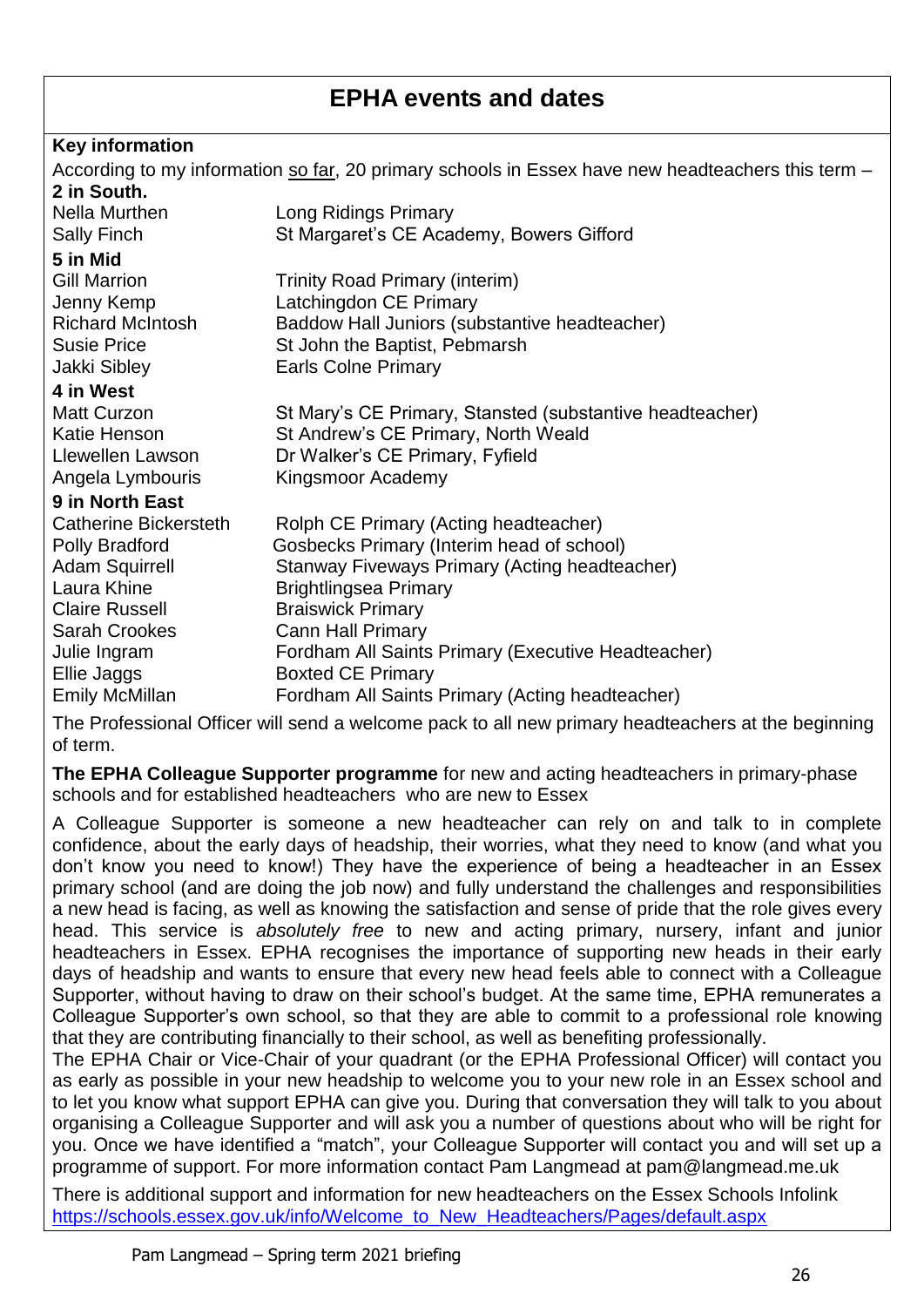# EPHA events and dates

**Key information**

According to my information so far, 20 primary schools in Essex have new headteachers this term –

**2 in South.**

| | |
|---|---|
| Nella Murthen | Long Ridings Primary |
| Sally Finch | St Margaret's CE Academy, Bowers Gifford |

**5 in Mid**

| | |
|---|---|
| Gill Marrion | Trinity Road Primary (interim) |
| Jenny Kemp | Latchingdon CE Primary |
| Richard McIntosh | Baddow Hall Juniors (substantive headteacher) |
| Susie Price | St John the Baptist, Pebmarsh |
| Jakki Sibley | Earls Colne Primary |

**4 in West**

| | |
|---|---|
| Matt Curzon | St Mary's CE Primary, Stansted (substantive headteacher) |
| Katie Henson | St Andrew's CE Primary, North Weald |
| Llewellen Lawson | Dr Walker's CE Primary, Fyfield |
| Angela Lymbouris | Kingsmoor Academy |

**9 in North East**

| | |
|---|---|
| Catherine Bickersteth | Rolph CE Primary (Acting headteacher) |
| Polly Bradford | Gosbecks Primary (Interim head of school) |
| Adam Squirrell | Stanway Fiveways Primary (Acting headteacher) |
| Laura Khine | Brightlingsea Primary |
| Claire Russell | Braiswick Primary |
| Sarah Crookes | Cann Hall Primary |
| Julie Ingram | Fordham All Saints Primary (Executive Headteacher) |
| Ellie Jaggs | Boxted CE Primary |
| Emily McMillan | Fordham All Saints Primary (Acting headteacher) |

The Professional Officer will send a welcome pack to all new primary headteachers at the beginning of term.

**The EPHA Colleague Supporter programme** for new and acting headteachers in primary-phase schools and for established headteachers who are new to Essex

A Colleague Supporter is someone a new headteacher can rely on and talk to in complete confidence, about the early days of headship, their worries, what they need to know (and what you don't know you need to know!) They have the experience of being a headteacher in an Essex primary school (and are doing the job now) and fully understand the challenges and responsibilities a new head is facing, as well as knowing the satisfaction and sense of pride that the role gives every head. This service is *absolutely free* to new and acting primary, nursery, infant and junior headteachers in Essex. EPHA recognises the importance of supporting new heads in their early days of headship and wants to ensure that every new head feels able to connect with a Colleague Supporter, without having to draw on their school's budget. At the same time, EPHA remunerates a Colleague Supporter's own school, so that they are able to commit to a professional role knowing that they are contributing financially to their school, as well as benefiting professionally.

The EPHA Chair or Vice-Chair of your quadrant (or the EPHA Professional Officer) will contact you as early as possible in your new headship to welcome you to your new role in an Essex school and to let you know what support EPHA can give you. During that conversation they will talk to you about organising a Colleague Supporter and will ask you a number of questions about who will be right for you. Once we have identified a "match", your Colleague Supporter will contact you and will set up a programme of support. For more information contact Pam Langmead at pam@langmead.me.uk

There is additional support and information for new headteachers on the Essex Schools Infolink https://schools.essex.gov.uk/info/Welcome_to_New_Headteachers/Pages/default.aspx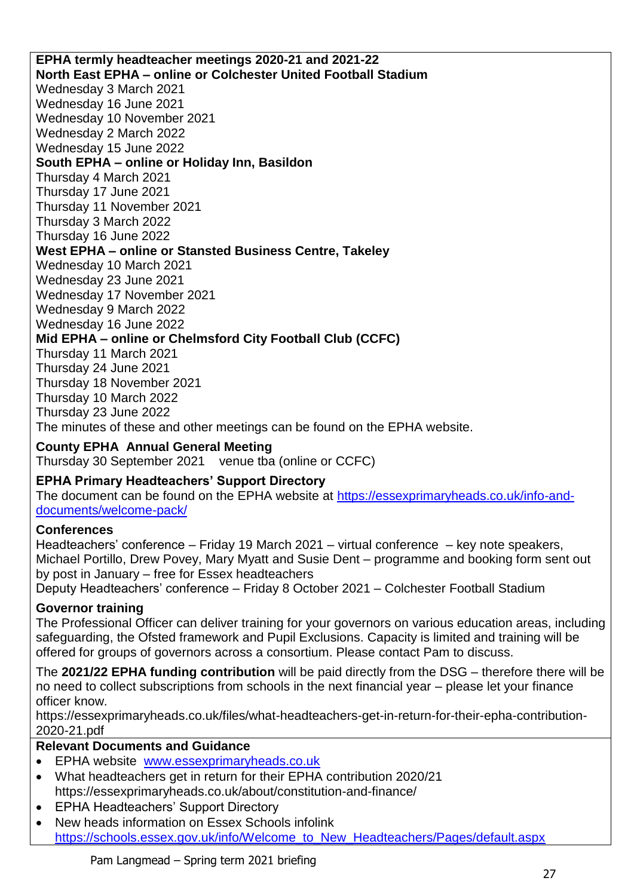**EPHA termly headteacher meetings 2020-21 and 2021-22**

**North East EPHA – online or Colchester United Football Stadium**

Wednesday 3 March 2021
Wednesday 16 June 2021
Wednesday 10 November 2021
Wednesday 2 March 2022
Wednesday 15 June 2022

**South EPHA – online or Holiday Inn, Basildon**

Thursday 4 March 2021
Thursday 17 June 2021
Thursday 11 November 2021
Thursday 3 March 2022
Thursday 16 June 2022

**West EPHA – online or Stansted Business Centre, Takeley**

Wednesday 10 March 2021
Wednesday 23 June 2021
Wednesday 17 November 2021
Wednesday 9 March 2022
Wednesday 16 June 2022

**Mid EPHA – online or Chelmsford City Football Club (CCFC)**

Thursday 11 March 2021
Thursday 24 June 2021
Thursday 18 November 2021
Thursday 10 March 2022
Thursday 23 June 2022

The minutes of these and other meetings can be found on the EPHA website.

**County EPHA Annual General Meeting**

Thursday 30 September 2021 venue tba (online or CCFC)

**EPHA Primary Headteachers' Support Directory**

The document can be found on the EPHA website at https://essexprimaryheads.co.uk/info-and-documents/welcome-pack/

**Conferences**

Headteachers' conference – Friday 19 March 2021 – virtual conference – key note speakers, Michael Portillo, Drew Povey, Mary Myatt and Susie Dent – programme and booking form sent out by post in January – free for Essex headteachers

Deputy Headteachers' conference – Friday 8 October 2021 – Colchester Football Stadium

**Governor training**

The Professional Officer can deliver training for your governors on various education areas, including safeguarding, the Ofsted framework and Pupil Exclusions. Capacity is limited and training will be offered for groups of governors across a consortium. Please contact Pam to discuss.

The **2021/22 EPHA funding contribution** will be paid directly from the DSG – therefore there will be no need to collect subscriptions from schools in the next financial year – please let your finance officer know.

https://essexprimaryheads.co.uk/files/what-headteachers-get-in-return-for-their-epha-contribution-2020-21.pdf

**Relevant Documents and Guidance**

- EPHA website www.essexprimaryheads.co.uk
- What headteachers get in return for their EPHA contribution 2020/21 https://essexprimaryheads.co.uk/about/constitution-and-finance/
- EPHA Headteachers' Support Directory
- New heads information on Essex Schools infolink https://schools.essex.gov.uk/info/Welcome_to_New_Headteachers/Pages/default.aspx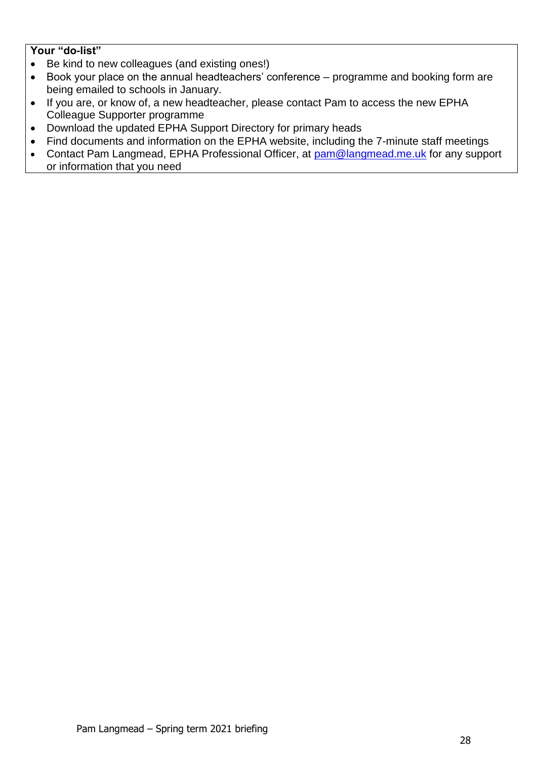**Your "do-list"**

- Be kind to new colleagues (and existing ones!)
- Book your place on the annual headteachers' conference – programme and booking form are being emailed to schools in January.
- If you are, or know of, a new headteacher, please contact Pam to access the new EPHA Colleague Supporter programme
- Download the updated EPHA Support Directory for primary heads
- Find documents and information on the EPHA website, including the 7-minute staff meetings
- Contact Pam Langmead, EPHA Professional Officer, at pam@langmead.me.uk for any support or information that you need